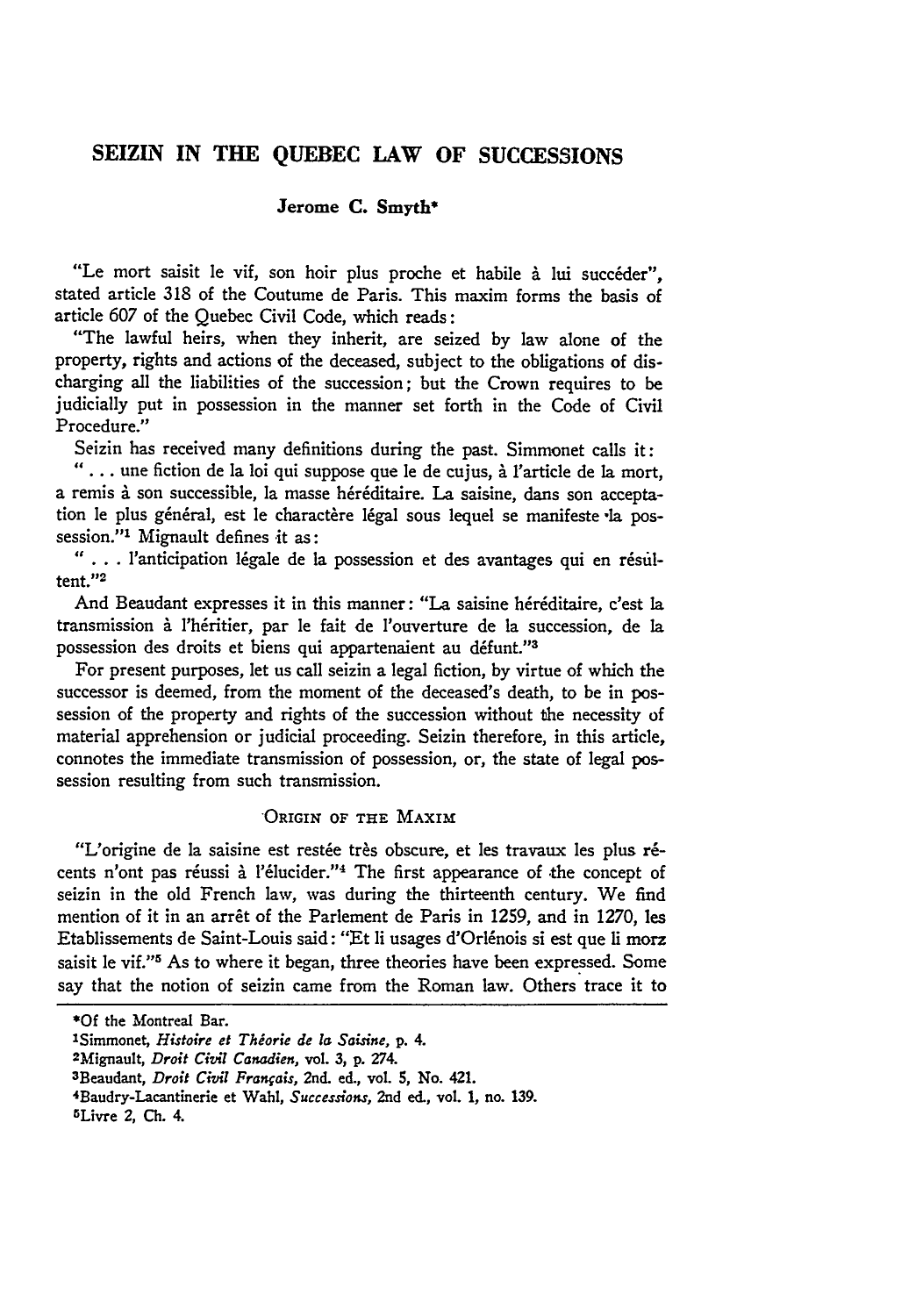# SEIZIN IN THE QUEBEC LAW OF SUCCESSIONS

**Jerome C. Smyth***

"Le mort saisit le vif, son hoir plus proche et habile à lui succéder", stated article 318 of the Coutume de Paris. This maxim forms the basis of article 607 of the Quebec Civil Code, which reads:

"The lawful heirs, when they inherit, are seized by law alone of the property, rights and actions of the deceased, subject to the obligations of discharging all the liabilities of the succession; but the Crown requires to be judicially put in possession in the manner set forth in the Code of Civil Procedure."

Seizin has received many definitions during the past. Simmonet calls it:

"... une fiction de la loi qui suppose que le de cujus, à l'article de la mort, a remis à son successible, la masse héréditaire. La saisine, dans son acceptation le plus général, est le charactère légal sous lequel se manifeste la possession."[1] Mignault defines it as:

"... l'anticipation légale de la possession et des avantages qui en résultent."[2]

And Beaudant expresses it in this manner: "La saisine héréditaire, c'est la transmission à l'héritier, par le fait de l'ouverture de la succession, de la possession des droits et biens qui appartenaient au défunt."[3]

For present purposes, let us call seizin a legal fiction, by virtue of which the successor is deemed, from the moment of the deceased's death, to be in possession of the property and rights of the succession without the necessity of material apprehension or judicial proceeding. Seizin therefore, in this article, connotes the immediate transmission of possession, or, the state of legal possession resulting from such transmission.

## ORIGIN OF THE MAXIM

"L'origine de la saisine est restée très obscure, et les travaux les plus récents n'ont pas réussi à l'élucider."[4] The first appearance of the concept of seizin in the old French law, was during the thirteenth century. We find mention of it in an arrêt of the Parlement de Paris in 1259, and in 1270, les Etablissements de Saint-Louis said: "Et li usages d'Orlénois si est que li morz saisit le vif."[5] As to where it began, three theories have been expressed. Some say that the notion of seizin came from the Roman law. Others trace it to

---

*Of the Montreal Bar.

[1] Simmonet, *Histoire et Théorie de la Saisine*, p. 4.

[2] Mignault, *Droit Civil Canadien*, vol. 3, p. 274.

[3] Beaudant, *Droit Civil Français*, 2nd. ed., vol. 5, No. 421.

[4] Baudry-Lacantinerie et Wahl, *Successions*, 2nd ed., vol. 1, no. 139.

[5] Livre 2, Ch. 4.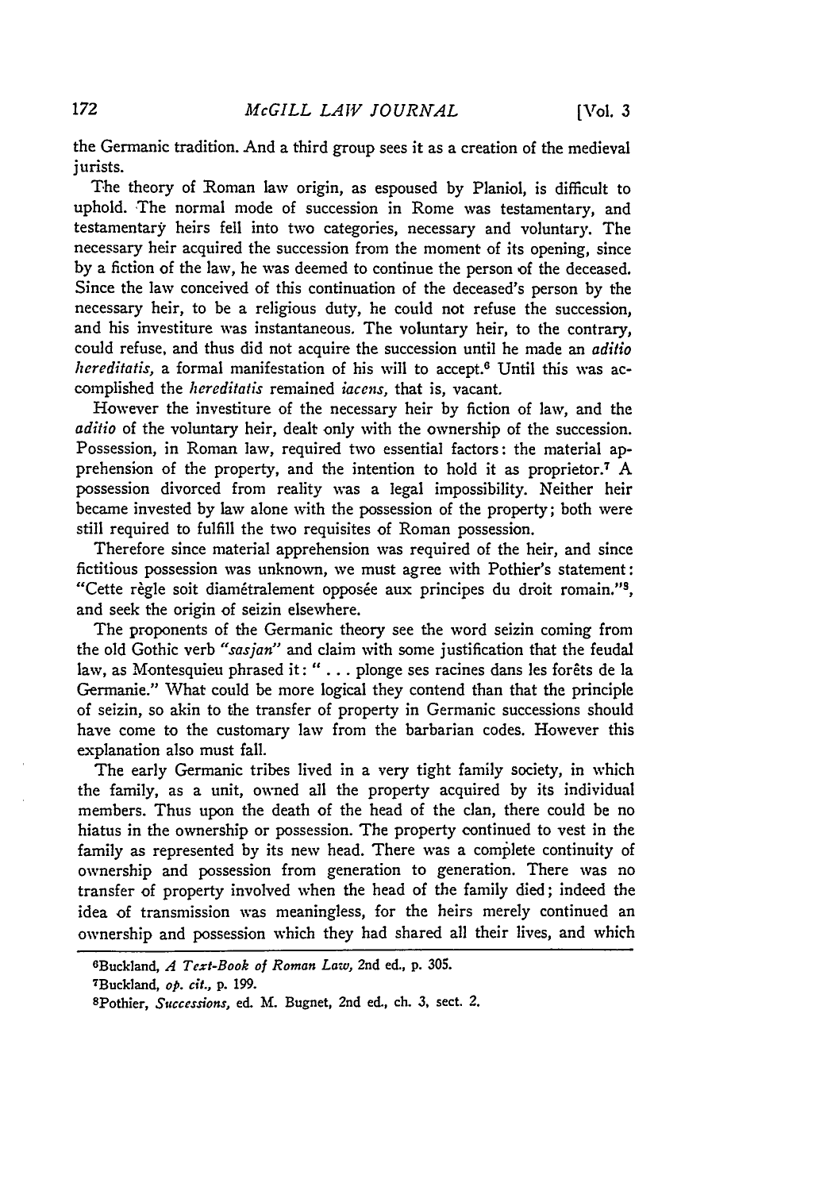the Germanic tradition. And a third group sees it as a creation of the medieval jurists.

The theory of Roman law origin, as espoused by Planiol, is difficult to uphold. The normal mode of succession in Rome was testamentary, and testamentary heirs fell into two categories, necessary and voluntary. The necessary heir acquired the succession from the moment of its opening, since by a fiction of the law, he was deemed to continue the person of the deceased. Since the law conceived of this continuation of the deceased's person by the necessary heir, to be a religious duty, he could not refuse the succession, and his investiture was instantaneous. The voluntary heir, to the contrary, could refuse, and thus did not acquire the succession until he made an *aditio hereditatis*, a formal manifestation of his will to accept.[6] Until this was accomplished the *hereditatis* remained *iacens*, that is, vacant.

However the investiture of the necessary heir by fiction of law, and the *aditio* of the voluntary heir, dealt only with the ownership of the succession. Possession, in Roman law, required two essential factors: the material apprehension of the property, and the intention to hold it as proprietor.[7] A possession divorced from reality was a legal impossibility. Neither heir became invested by law alone with the possession of the property; both were still required to fulfill the two requisites of Roman possession.

Therefore since material apprehension was required of the heir, and since fictitious possession was unknown, we must agree with Pothier's statement: "Cette règle soit diamétralement opposée aux principes du droit romain."[8], and seek the origin of seizin elsewhere.

The proponents of the Germanic theory see the word seizin coming from the old Gothic verb *"sasjan"* and claim with some justification that the feudal law, as Montesquieu phrased it: " . . . plonge ses racines dans les forêts de la Germanie." What could be more logical they contend than that the principle of seizin, so akin to the transfer of property in Germanic successions should have come to the customary law from the barbarian codes. However this explanation also must fall.

The early Germanic tribes lived in a very tight family society, in which the family, as a unit, owned all the property acquired by its individual members. Thus upon the death of the head of the clan, there could be no hiatus in the ownership or possession. The property continued to vest in the family as represented by its new head. There was a complete continuity of ownership and possession from generation to generation. There was no transfer of property involved when the head of the family died; indeed the idea of transmission was meaningless, for the heirs merely continued an ownership and possession which they had shared all their lives, and which

---

[6] Buckland, *A Text-Book of Roman Law*, 2nd ed., p. 305.

[7] Buckland, *op. cit.*, p. 199.

[8] Pothier, *Successions*, ed. M. Bugnet, 2nd ed., ch. 3, sect. 2.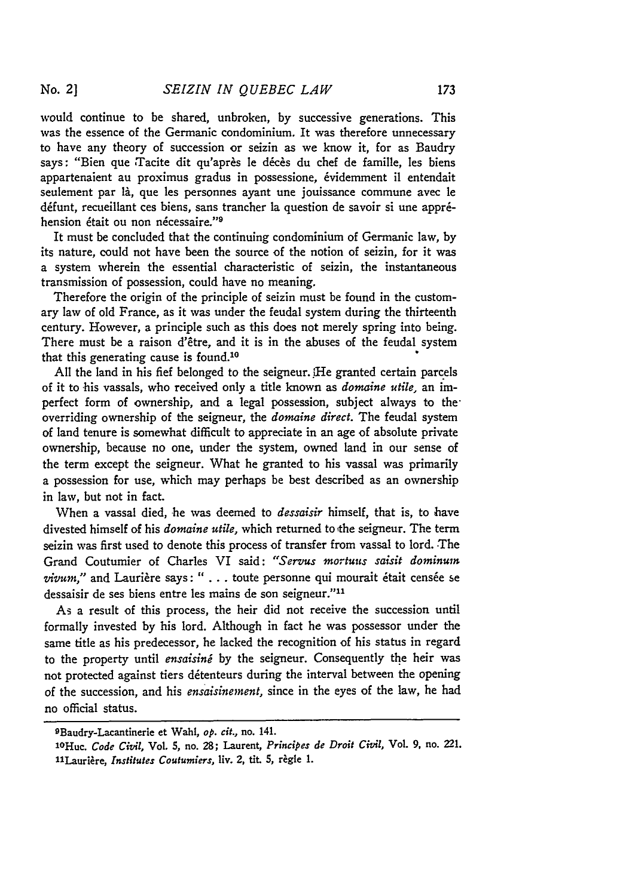would continue to be shared, unbroken, by successive generations. This was the essence of the Germanic condominium. It was therefore unnecessary to have any theory of succession or seizin as we know it, for as Baudry says: "Bien que Tacite dit qu'après le décès du chef de famille, les biens appartenaient au proximus gradus in possessione, évidemment il entendait seulement par là, que les personnes ayant une jouissance commune avec le défunt, recueillant ces biens, sans trancher la question de savoir si une appréhension était ou non nécessaire."[9]

It must be concluded that the continuing condominium of Germanic law, by its nature, could not have been the source of the notion of seizin, for it was a system wherein the essential characteristic of seizin, the instantaneous transmission of possession, could have no meaning.

Therefore the origin of the principle of seizin must be found in the customary law of old France, as it was under the feudal system during the thirteenth century. However, a principle such as this does not merely spring into being. There must be a raison d'être, and it is in the abuses of the feudal system that this generating cause is found.[10]

All the land in his fief belonged to the seigneur. He granted certain parcels of it to his vassals, who received only a title known as *domaine utile*, an imperfect form of ownership, and a legal possession, subject always to the overriding ownership of the seigneur, the *domaine direct*. The feudal system of land tenure is somewhat difficult to appreciate in an age of absolute private ownership, because no one, under the system, owned land in our sense of the term except the seigneur. What he granted to his vassal was primarily a possession for use, which may perhaps be best described as an ownership in law, but not in fact.

When a vassal died, he was deemed to *dessaisir* himself, that is, to have divested himself of his *domaine utile*, which returned to the seigneur. The term seizin was first used to denote this process of transfer from vassal to lord. The Grand Coutumier of Charles VI said: *"Servus mortuus saisit dominum vivum,"* and Laurière says: " . . . toute personne qui mourait était censée se dessaisir de ses biens entre les mains de son seigneur."[11]

As a result of this process, the heir did not receive the succession until formally invested by his lord. Although in fact he was possessor under the same title as his predecessor, he lacked the recognition of his status in regard to the property until *ensaisiné* by the seigneur. Consequently the heir was not protected against tiers détenteurs during the interval between the opening of the succession, and his *ensaisinement*, since in the eyes of the law, he had no official status.

---

[9] Baudry-Lacantinerie et Wahl, *op. cit.*, no. 141.

[10] Huc. *Code Civil*, Vol. 5, no. 28; Laurent, *Principes de Droit Civil*, Vol. 9, no. 221.

[11] Laurière, *Institutes Coutumiers*, liv. 2, tit. 5, règle 1.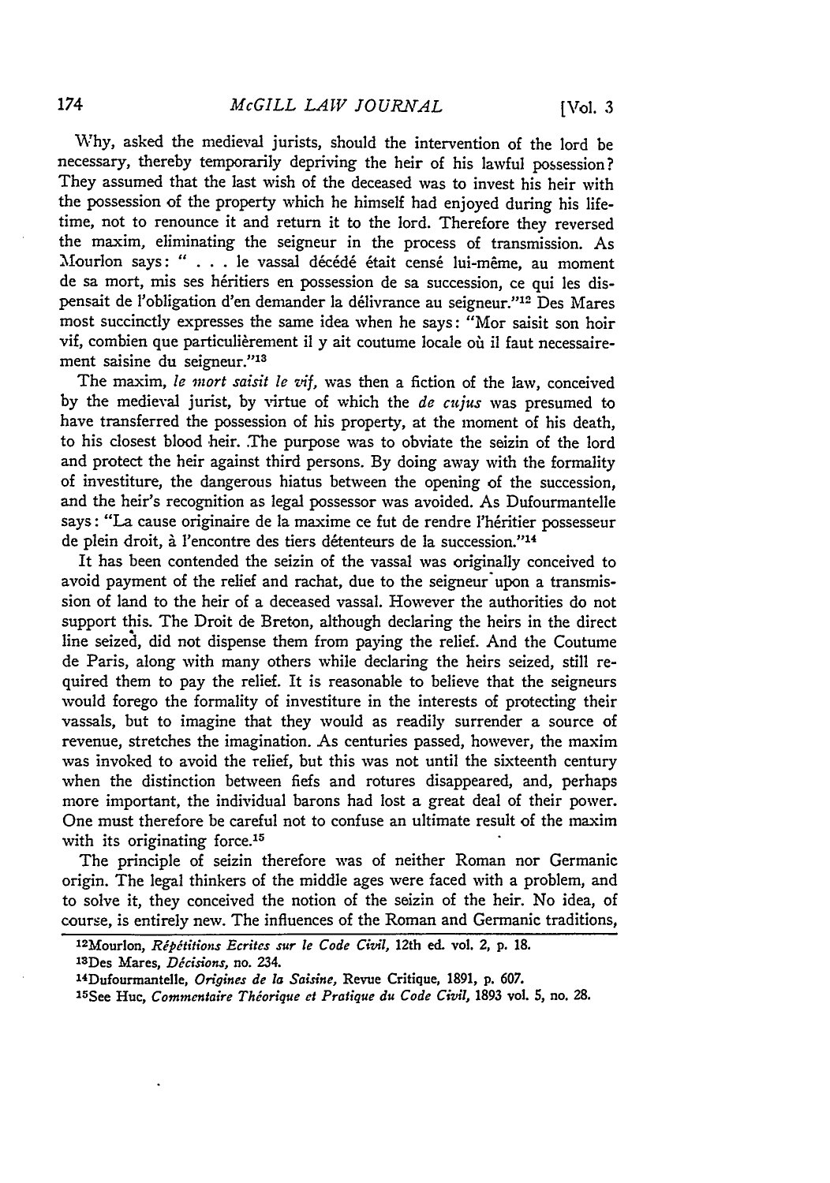Why, asked the medieval jurists, should the intervention of the lord be necessary, thereby temporarily depriving the heir of his lawful possession? They assumed that the last wish of the deceased was to invest his heir with the possession of the property which he himself had enjoyed during his lifetime, not to renounce it and return it to the lord. Therefore they reversed the maxim, eliminating the seigneur in the process of transmission. As Mourlon says: " . . . le vassal décédé était censé lui-même, au moment de sa mort, mis ses héritiers en possession de sa succession, ce qui les dispensait de l'obligation d'en demander la délivrance au seigneur."[12] Des Mares most succinctly expresses the same idea when he says: "Mor saisit son hoir vif, combien que particulièrement il y ait coutume locale où il faut necessairement saisine du seigneur."[13]

The maxim, *le mort saisit le vif,* was then a fiction of the law, conceived by the medieval jurist, by virtue of which the *de cujus* was presumed to have transferred the possession of his property, at the moment of his death, to his closest blood heir. The purpose was to obviate the seizin of the lord and protect the heir against third persons. By doing away with the formality of investiture, the dangerous hiatus between the opening of the succession, and the heir's recognition as legal possessor was avoided. As Dufourmantelle says: "La cause originaire de la maxime ce fut de rendre l'héritier possesseur de plein droit, à l'encontre des tiers détenteurs de la succession."[14]

It has been contended the seizin of the vassal was originally conceived to avoid payment of the relief and rachat, due to the seigneur upon a transmission of land to the heir of a deceased vassal. However the authorities do not support this. The Droit de Breton, although declaring the heirs in the direct line seized, did not dispense them from paying the relief. And the Coutume de Paris, along with many others while declaring the heirs seized, still required them to pay the relief. It is reasonable to believe that the seigneurs would forego the formality of investiture in the interests of protecting their vassals, but to imagine that they would as readily surrender a source of revenue, stretches the imagination. As centuries passed, however, the maxim was invoked to avoid the relief, but this was not until the sixteenth century when the distinction between fiefs and rotures disappeared, and, perhaps more important, the individual barons had lost a great deal of their power. One must therefore be careful not to confuse an ultimate result of the maxim with its originating force.[15]

The principle of seizin therefore was of neither Roman nor Germanic origin. The legal thinkers of the middle ages were faced with a problem, and to solve it, they conceived the notion of the seizin of the heir. No idea, of course, is entirely new. The influences of the Roman and Germanic traditions,

---

[12] Mourlon, *Répétitions Ecrites sur le Code Civil,* 12th ed. vol. 2, p. 18.

[13] Des Mares, *Décisions,* no. 234.

[14] Dufourmantelle, *Origines de la Saisine,* Revue Critique, 1891, p. 607.

[15] See Huc, *Commentaire Théorique et Pratique du Code Civil,* 1893 vol. 5, no. 28.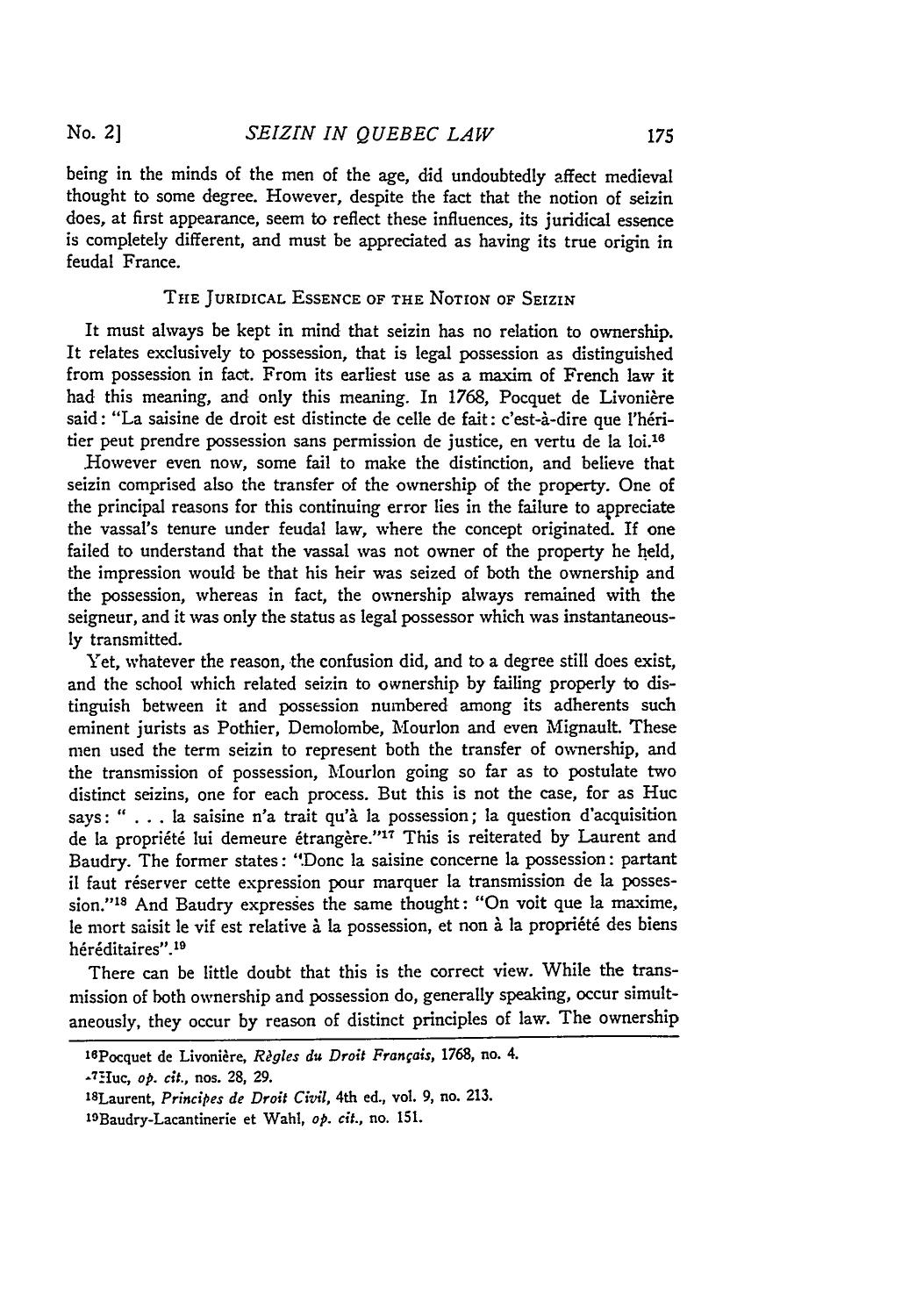being in the minds of the men of the age, did undoubtedly affect medieval thought to some degree. However, despite the fact that the notion of seizin does, at first appearance, seem to reflect these influences, its juridical essence is completely different, and must be appreciated as having its true origin in feudal France.

### THE JURIDICAL ESSENCE OF THE NOTION OF SEIZIN

It must always be kept in mind that seizin has no relation to ownership. It relates exclusively to possession, that is legal possession as distinguished from possession in fact. From its earliest use as a maxim of French law it had this meaning, and only this meaning. In 1768, Pocquet de Livonière said: "La saisine de droit est distincte de celle de fait: c'est-à-dire que l'héritier peut prendre possession sans permission de justice, en vertu de la loi.[16]

However even now, some fail to make the distinction, and believe that seizin comprised also the transfer of the ownership of the property. One of the principal reasons for this continuing error lies in the failure to appreciate the vassal's tenure under feudal law, where the concept originated. If one failed to understand that the vassal was not owner of the property he held, the impression would be that his heir was seized of both the ownership and the possession, whereas in fact, the ownership always remained with the seigneur, and it was only the status as legal possessor which was instantaneously transmitted.

Yet, whatever the reason, the confusion did, and to a degree still does exist, and the school which related seizin to ownership by failing properly to distinguish between it and possession numbered among its adherents such eminent jurists as Pothier, Demolombe, Mourlon and even Mignault. These men used the term seizin to represent both the transfer of ownership, and the transmission of possession, Mourlon going so far as to postulate two distinct seizins, one for each process. But this is not the case, for as Huc says: " . . . la saisine n'a trait qu'à la possession; la question d'acquisition de la propriété lui demeure étrangère."[17] This is reiterated by Laurent and Baudry. The former states: "Donc la saisine concerne la possession: partant il faut réserver cette expression pour marquer la transmission de la possession."[18] And Baudry expresses the same thought: "On voit que la maxime, le mort saisit le vif est relative à la possession, et non à la propriété des biens héréditaires".[19]

There can be little doubt that this is the correct view. While the transmission of both ownership and possession do, generally speaking, occur simultaneously, they occur by reason of distinct principles of law. The ownership

---

[16] Pocquet de Livonière, *Règles du Droit Français*, 1768, no. 4.

[17] Huc, *op. cit.*, nos. 28, 29.

[18] Laurent, *Principes de Droit Civil*, 4th ed., vol. 9, no. 213.

[19] Baudry-Lacantinerie et Wahl, *op. cit.*, no. 151.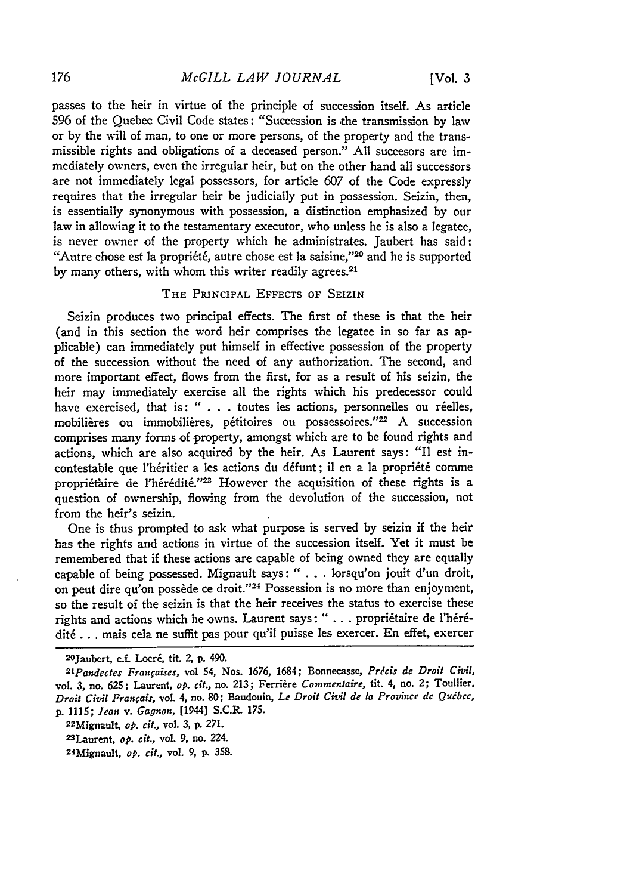passes to the heir in virtue of the principle of succession itself. As article 596 of the Quebec Civil Code states: "Succession is the transmission by law or by the will of man, to one or more persons, of the property and the transmissible rights and obligations of a deceased person." All succesors are immediately owners, even the irregular heir, but on the other hand all successors are not immediately legal possessors, for article 607 of the Code expressly requires that the irregular heir be judicially put in possession. Seizin, then, is essentially synonymous with possession, a distinction emphasized by our law in allowing it to the testamentary executor, who unless he is also a legatee, is never owner of the property which he administrates. Jaubert has said: "Autre chose est la propriété, autre chose est la saisine,"[20] and he is supported by many others, with whom this writer readily agrees.[21]

### THE PRINCIPAL EFFECTS OF SEIZIN

Seizin produces two principal effects. The first of these is that the heir (and in this section the word heir comprises the legatee in so far as applicable) can immediately put himself in effective possession of the property of the succession without the need of any authorization. The second, and more important effect, flows from the first, for as a result of his seizin, the heir may immediately exercise all the rights which his predecessor could have exercised, that is: " . . . toutes les actions, personnelles ou réelles, mobilières ou immobilières, pétitoires ou possessoires."[22] A succession comprises many forms of property, amongst which are to be found rights and actions, which are also acquired by the heir. As Laurent says: "Il est incontestable que l'héritier a les actions du défunt; il en a la propriété comme propriétaire de l'hérédité."[23] However the acquisition of these rights is a question of ownership, flowing from the devolution of the succession, not from the heir's seizin.

One is thus prompted to ask what purpose is served by seizin if the heir has the rights and actions in virtue of the succession itself. Yet it must be remembered that if these actions are capable of being owned they are equally capable of being possessed. Mignault says: " . . . lorsqu'on jouit d'un droit, on peut dire qu'on possède ce droit."[24] Possession is no more than enjoyment, so the result of the seizin is that the heir receives the status to exercise these rights and actions which he owns. Laurent says: " . . . propriétaire de l'hérédité . . . mais cela ne suffit pas pour qu'il puisse les exercer. En effet, exercer

---

[20]Jaubert, c.f. Locré, tit. 2, p. 490.

[21]*Pandectes Françaises*, vol 54, Nos. 1676, 1684; Bonnecasse, *Précis de Droit Civil*, vol. 3, no. 625; Laurent, *op. cit.*, no. 213; Ferrière *Commentaire*, tit. 4, no. 2; Toullier, *Droit Civil Français*, vol. 4, no. 80; Baudouin, *Le Droit Civil de la Province de Québec*, p. 1115; *Jean* v. *Gagnon*, [1944] S.C.R. 175.

[22]Mignault, *op. cit.*, vol. 3, p. 271.

[23]Laurent, *op. cit.*, vol. 9, no. 224.

[24]Mignault, *op. cit.*, vol. 9, p. 358.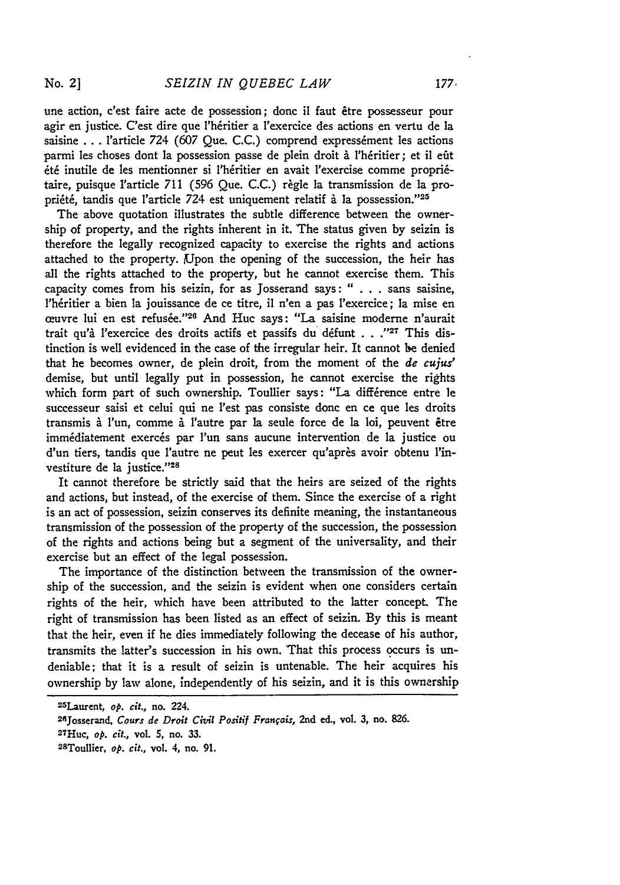une action, c'est faire acte de possession; donc il faut être possesseur pour agir en justice. C'est dire que l'héritier a l'exercice des actions en vertu de la saisine . . . l'article 724 (607 Que. C.C.) comprend expressément les actions parmi les choses dont la possession passe de plein droit à l'héritier; et il eût été inutile de les mentionner si l'héritier en avait l'exercice comme propriétaire, puisque l'article 711 (596 Que. C.C.) règle la transmission de la propriété, tandis que l'article 724 est uniquement relatif à la possession."[25]

The above quotation illustrates the subtle difference between the ownership of property, and the rights inherent in it. The status given by seizin is therefore the legally recognized capacity to exercise the rights and actions attached to the property. Upon the opening of the succession, the heir has all the rights attached to the property, but he cannot exercise them. This capacity comes from his seizin, for as Josserand says: " . . . sans saisine, l'héritier a bien la jouissance de ce titre, il n'en a pas l'exercice; la mise en œuvre lui en est refusée."[26] And Huc says: "La saisine moderne n'aurait trait qu'à l'exercice des droits actifs et passifs du défunt . . ."[27] This distinction is well evidenced in the case of the irregular heir. It cannot be denied that he becomes owner, de plein droit, from the moment of the *de cujus'* demise, but until legally put in possession, he cannot exercise the rights which form part of such ownership. Toullier says: "La différence entre le successeur saisi et celui qui ne l'est pas consiste donc en ce que les droits transmis à l'un, comme à l'autre par la seule force de la loi, peuvent être immédiatement exercés par l'un sans aucune intervention de la justice ou d'un tiers, tandis que l'autre ne peut les exercer qu'après avoir obtenu l'investiture de la justice."[28]

It cannot therefore be strictly said that the heirs are seized of the rights and actions, but instead, of the exercise of them. Since the exercise of a right is an act of possession, seizin conserves its definite meaning, the instantaneous transmission of the possession of the property of the succession, the possession of the rights and actions being but a segment of the universality, and their exercise but an effect of the legal possession.

The importance of the distinction between the transmission of the ownership of the succession, and the seizin is evident when one considers certain rights of the heir, which have been attributed to the latter concept. The right of transmission has been listed as an effect of seizin. By this is meant that the heir, even if he dies immediately following the decease of his author, transmits the latter's succession in his own. That this process occurs is undeniable; that it is a result of seizin is untenable. The heir acquires his ownership by law alone, independently of his seizin, and it is this ownership

---

[25] Laurent, *op. cit.*, no. 224.

[26] Josserand, *Cours de Droit Civil Positif Français*, 2nd ed., vol. 3, no. 826.

[27] Huc, *op. cit.*, vol. 5, no. 33.

[28] Toullier, *op. cit.*, vol. 4, no. 91.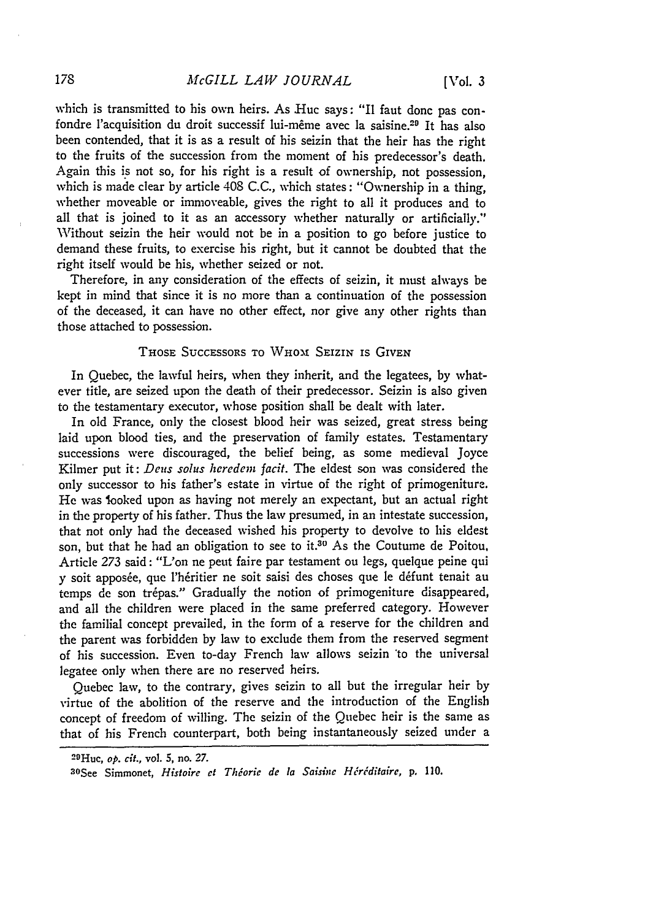which is transmitted to his own heirs. As Huc says: "Il faut donc pas confondre l'acquisition du droit successif lui-même avec la saisine.[29] It has also been contended, that it is as a result of his seizin that the heir has the right to the fruits of the succession from the moment of his predecessor's death. Again this is not so, for his right is a result of ownership, not possession, which is made clear by article 408 C.C., which states: "Ownership in a thing, whether moveable or immoveable, gives the right to all it produces and to all that is joined to it as an accessory whether naturally or artificially." Without seizin the heir would not be in a position to go before justice to demand these fruits, to exercise his right, but it cannot be doubted that the right itself would be his, whether seized or not.

Therefore, in any consideration of the effects of seizin, it must always be kept in mind that since it is no more than a continuation of the possession of the deceased, it can have no other effect, nor give any other rights than those attached to possession.

### THOSE SUCCESSORS TO WHOM SEIZIN IS GIVEN

In Quebec, the lawful heirs, when they inherit, and the legatees, by whatever title, are seized upon the death of their predecessor. Seizin is also given to the testamentary executor, whose position shall be dealt with later.

In old France, only the closest blood heir was seized, great stress being laid upon blood ties, and the preservation of family estates. Testamentary successions were discouraged, the belief being, as some medieval Joyce Kilmer put it: *Deus solus heredem facit*. The eldest son was considered the only successor to his father's estate in virtue of the right of primogeniture. He was looked upon as having not merely an expectant, but an actual right in the property of his father. Thus the law presumed, in an intestate succession, that not only had the deceased wished his property to devolve to his eldest son, but that he had an obligation to see to it.[30] As the Coutume de Poitou, Article 273 said: "L'on ne peut faire par testament ou legs, quelque peine qui y soit apposée, que l'héritier ne soit saisi des choses que le défunt tenait au temps de son trépas." Gradually the notion of primogeniture disappeared, and all the children were placed in the same preferred category. However the familial concept prevailed, in the form of a reserve for the children and the parent was forbidden by law to exclude them from the reserved segment of his succession. Even to-day French law allows seizin to the universal legatee only when there are no reserved heirs.

Quebec law, to the contrary, gives seizin to all but the irregular heir by virtue of the abolition of the reserve and the introduction of the English concept of freedom of willing. The seizin of the Quebec heir is the same as that of his French counterpart, both being instantaneously seized under a

---

[29] Huc, *op. cit.*, vol. 5, no. 27.

[30] See Simmonet, *Histoire et Théorie de la Saisine Héréditaire*, p. 110.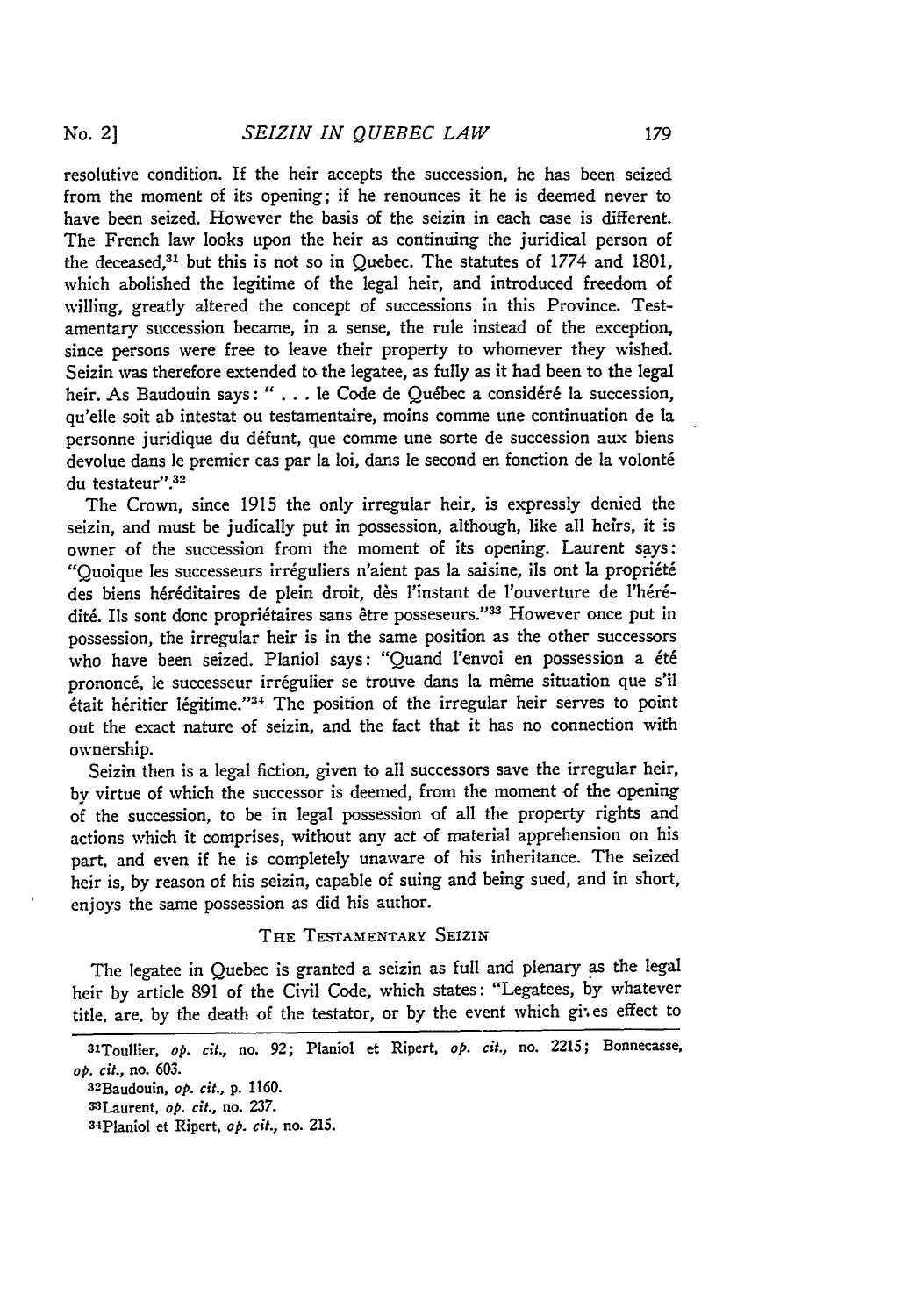resolutive condition. If the heir accepts the succession, he has been seized from the moment of its opening; if he renounces it he is deemed never to have been seized. However the basis of the seizin in each case is different. The French law looks upon the heir as continuing the juridical person of the deceased,[31] but this is not so in Quebec. The statutes of 1774 and 1801, which abolished the legitime of the legal heir, and introduced freedom of willing, greatly altered the concept of successions in this Province. Testamentary succession became, in a sense, the rule instead of the exception, since persons were free to leave their property to whomever they wished. Seizin was therefore extended to the legatee, as fully as it had been to the legal heir. As Baudouin says: " . . . le Code de Québec a considéré la succession, qu'elle soit ab intestat ou testamentaire, moins comme une continuation de la personne juridique du défunt, que comme une sorte de succession aux biens devolue dans le premier cas par la loi, dans le second en fonction de la volonté du testateur".[32]

The Crown, since 1915 the only irregular heir, is expressly denied the seizin, and must be judically put in possession, although, like all heirs, it is owner of the succession from the moment of its opening. Laurent says: "Quoique les successeurs irréguliers n'aient pas la saisine, ils ont la propriété des biens héréditaires de plein droit, dès l'instant de l'ouverture de l'hérédité. Ils sont donc propriétaires sans être posseseurs."[33] However once put in possession, the irregular heir is in the same position as the other successors who have been seized. Planiol says: "Quand l'envoi en possession a été prononcé, le successeur irrégulier se trouve dans la même situation que s'il était héritier légitime."[34] The position of the irregular heir serves to point out the exact nature of seizin, and the fact that it has no connection with ownership.

Seizin then is a legal fiction, given to all successors save the irregular heir, by virtue of which the successor is deemed, from the moment of the opening of the succession, to be in legal possession of all the property rights and actions which it comprises, without any act of material apprehension on his part, and even if he is completely unaware of his inheritance. The seized heir is, by reason of his seizin, capable of suing and being sued, and in short, enjoys the same possession as did his author.

## The Testamentary Seizin

The legatee in Quebec is granted a seizin as full and plenary as the legal heir by article 891 of the Civil Code, which states: "Legatees, by whatever title, are, by the death of the testator, or by the event which gives effect to

[31] Toullier, *op. cit.*, no. 92; Planiol et Ripert, *op. cit.*, no. 2215; Bonnecasse, *op. cit.*, no. 603.

[32] Baudouin, *op. cit.*, p. 1160.

[33] Laurent, *op. cit.*, no. 237.

[34] Planiol et Ripert, *op. cit.*, no. 215.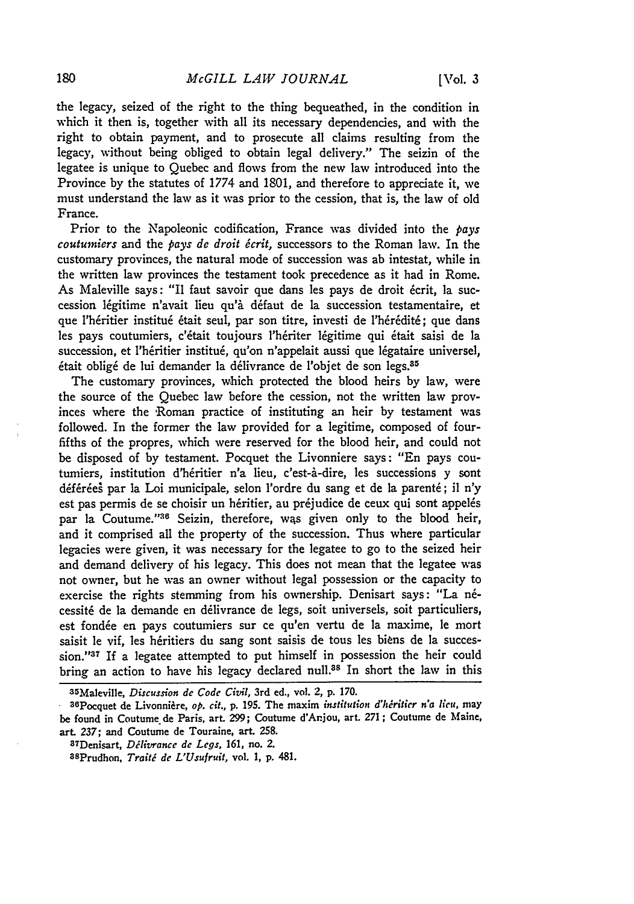the legacy, seized of the right to the thing bequeathed, in the condition in which it then is, together with all its necessary dependencies, and with the right to obtain payment, and to prosecute all claims resulting from the legacy, without being obliged to obtain legal delivery." The seizin of the legatee is unique to Quebec and flows from the new law introduced into the Province by the statutes of 1774 and 1801, and therefore to appreciate it, we must understand the law as it was prior to the cession, that is, the law of old France.

Prior to the Napoleonic codification, France was divided into the *pays coutumiers* and the *pays de droit écrit,* successors to the Roman law. In the customary provinces, the natural mode of succession was ab intestat, while in the written law provinces the testament took precedence as it had in Rome. As Maleville says: "Il faut savoir que dans les pays de droit écrit, la succession légitime n'avait lieu qu'à défaut de la succession testamentaire, et que l'héritier institué était seul, par son titre, investi de l'hérédité; que dans les pays coutumiers, c'était toujours l'hériter légitime qui était saisi de la succession, et l'héritier institué, qu'on n'appelait aussi que légataire universel, était obligé de lui demander la délivrance de l'objet de son legs.[35]

The customary provinces, which protected the blood heirs by law, were the source of the Quebec law before the cession, not the written law provinces where the Roman practice of instituting an heir by testament was followed. In the former the law provided for a legitime, composed of four-fifths of the propres, which were reserved for the blood heir, and could not be disposed of by testament. Pocquet the Livonniere says: "En pays coutumiers, institution d'héritier n'a lieu, c'est-à-dire, les successions y sont déférées par la Loi municipale, selon l'ordre du sang et de la parenté; il n'y est pas permis de se choisir un héritier, au préjudice de ceux qui sont appelés par la Coutume."[36] Seizin, therefore, was given only to the blood heir, and it comprised all the property of the succession. Thus where particular legacies were given, it was necessary for the legatee to go to the seized heir and demand delivery of his legacy. This does not mean that the legatee was not owner, but he was an owner without legal possession or the capacity to exercise the rights stemming from his ownership. Denisart says: "La nécessité de la demande en délivrance de legs, soit universels, soit particuliers, est fondée en pays coutumiers sur ce qu'en vertu de la maxime, le mort saisit le vif, les héritiers du sang sont saisis de tous les biens de la succession."[37] If a legatee attempted to put himself in possession the heir could bring an action to have his legacy declared null.[38] In short the law in this

---

[35]Maleville, *Discussion de Code Civil*, 3rd ed., vol. 2, p. 170.

[36]Pocquet de Livonnière, *op. cit.*, p. 195. The maxim *institution d'héritier n'a lieu*, may be found in Coutume de Paris, art. 299; Coutume d'Anjou, art. 271; Coutume de Maine, art. 237; and Coutume de Touraine, art. 258.

[37]Denisart, *Délivrance de Legs*, 161, no. 2.

[38]Prudhon, *Traité de L'Usufruit*, vol. 1, p. 481.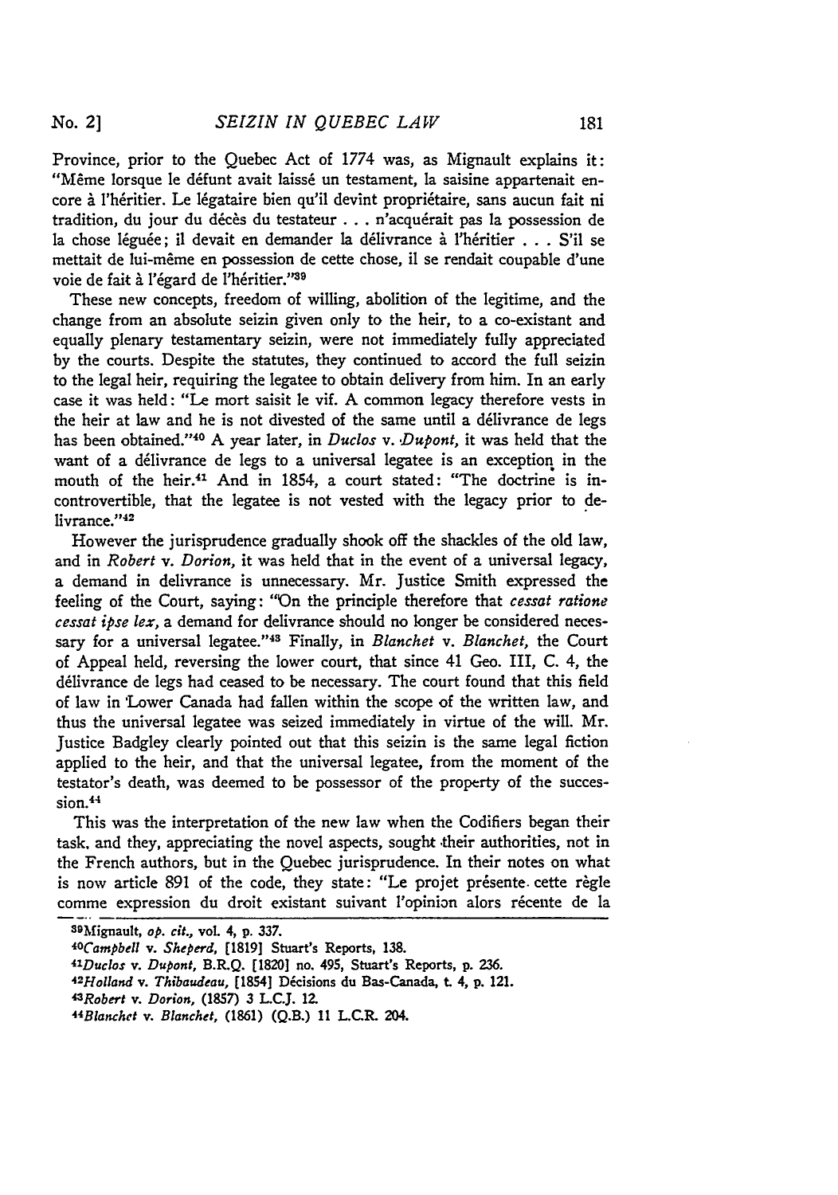Province, prior to the Quebec Act of 1774 was, as Mignault explains it: "Même lorsque le défunt avait laissé un testament, la saisine appartenait encore à l'héritier. Le légataire bien qu'il devint propriétaire, sans aucun fait ni tradition, du jour du décès du testateur . . . n'acquérait pas la possession de la chose léguée; il devait en demander la délivrance à l'héritier . . . S'il se mettait de lui-même en possession de cette chose, il se rendait coupable d'une voie de fait à l'égard de l'héritier."[39]

These new concepts, freedom of willing, abolition of the legitime, and the change from an absolute seizin given only to the heir, to a co-existant and equally plenary testamentary seizin, were not immediately fully appreciated by the courts. Despite the statutes, they continued to accord the full seizin to the legal heir, requiring the legatee to obtain delivery from him. In an early case it was held: "Le mort saisit le vif. A common legacy therefore vests in the heir at law and he is not divested of the same until a délivrance de legs has been obtained."[40] A year later, in *Duclos* v. *Dupont*, it was held that the want of a délivrance de legs to a universal legatee is an exception in the mouth of the heir.[41] And in 1854, a court stated: "The doctrine is incontrovertible, that the legatee is not vested with the legacy prior to delivrance."[42]

However the jurisprudence gradually shook off the shackles of the old law, and in *Robert* v. *Dorion*, it was held that in the event of a universal legacy, a demand in delivrance is unnecessary. Mr. Justice Smith expressed the feeling of the Court, saying: "On the principle therefore that *cessat ratione cessat ipse lex*, a demand for delivrance should no longer be considered necessary for a universal legatee."[43] Finally, in *Blanchet* v. *Blanchet*, the Court of Appeal held, reversing the lower court, that since 41 Geo. III, C. 4, the délivrance de legs had ceased to be necessary. The court found that this field of law in Lower Canada had fallen within the scope of the written law, and thus the universal legatee was seized immediately in virtue of the will. Mr. Justice Badgley clearly pointed out that this seizin is the same legal fiction applied to the heir, and that the universal legatee, from the moment of the testator's death, was deemed to be possessor of the property of the succession.[44]

This was the interpretation of the new law when the Codifiers began their task, and they, appreciating the novel aspects, sought their authorities, not in the French authors, but in the Quebec jurisprudence. In their notes on what is now article 891 of the code, they state: "Le projet présente cette règle comme expression du droit existant suivant l'opinion alors récente de la

---

[39] Mignault, *op. cit.*, vol. 4, p. 337.

[40] *Campbell* v. *Sheperd*, [1819] Stuart's Reports, 138.

[41] *Duclos* v. *Dupont*, B.R.Q. [1820] no. 495, Stuart's Reports, p. 236.

[42] *Holland* v. *Thibaudeau*, [1854] Décisions du Bas-Canada, t. 4, p. 121.

[43] *Robert* v. *Dorion*, (1857) 3 L.C.J. 12.

[44] *Blanchet* v. *Blanchet*, (1861) (Q.B.) 11 L.C.R. 204.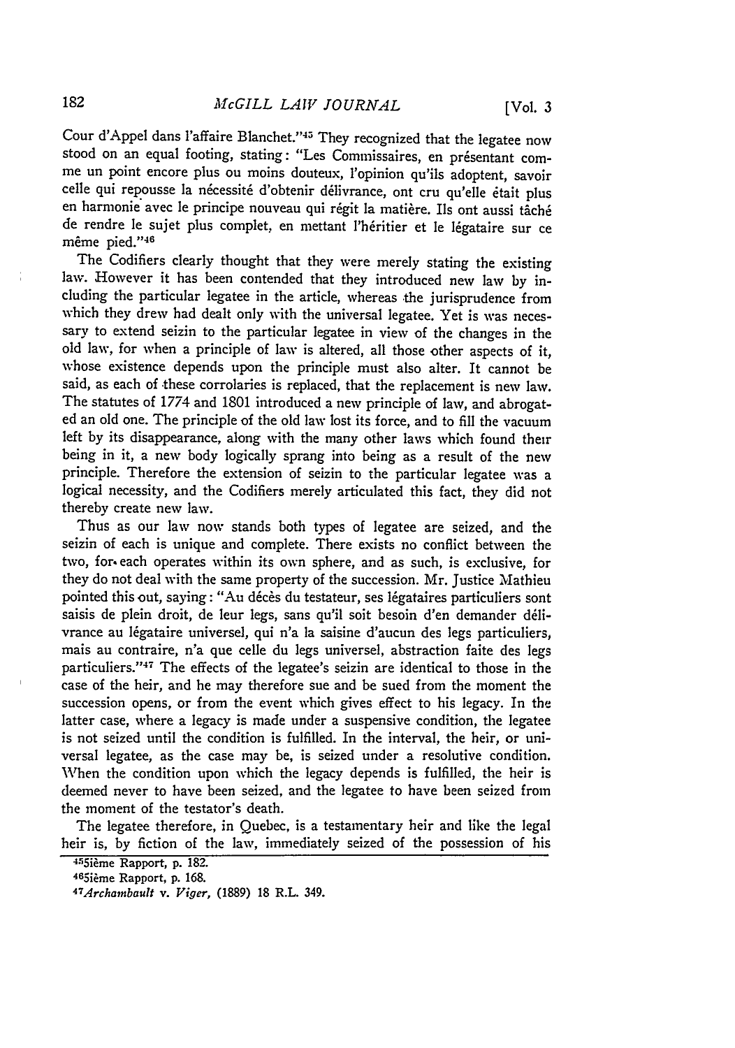Cour d'Appel dans l'affaire Blanchet."[45] They recognized that the legatee now stood on an equal footing, stating: "Les Commissaires, en présentant comme un point encore plus ou moins douteux, l'opinion qu'ils adoptent, savoir celle qui repousse la nécessité d'obtenir délivrance, ont cru qu'elle était plus en harmonie avec le principe nouveau qui régit la matière. Ils ont aussi tâché de rendre le sujet plus complet, en mettant l'héritier et le légataire sur ce même pied."[46]

The Codifiers clearly thought that they were merely stating the existing law. However it has been contended that they introduced new law by including the particular legatee in the article, whereas the jurisprudence from which they drew had dealt only with the universal legatee. Yet is was necessary to extend seizin to the particular legatee in view of the changes in the old law, for when a principle of law is altered, all those other aspects of it, whose existence depends upon the principle must also alter. It cannot be said, as each of these corrolaries is replaced, that the replacement is new law. The statutes of 1774 and 1801 introduced a new principle of law, and abrogated an old one. The principle of the old law lost its force, and to fill the vacuum left by its disappearance, along with the many other laws which found their being in it, a new body logically sprang into being as a result of the new principle. Therefore the extension of seizin to the particular legatee was a logical necessity, and the Codifiers merely articulated this fact, they did not thereby create new law.

Thus as our law now stands both types of legatee are seized, and the seizin of each is unique and complete. There exists no conflict between the two, for each operates within its own sphere, and as such, is exclusive, for they do not deal with the same property of the succession. Mr. Justice Mathieu pointed this out, saying: "Au décès du testateur, ses légataires particuliers sont saisis de plein droit, de leur legs, sans qu'il soit besoin d'en demander délivrance au légataire universel, qui n'a la saisine d'aucun des legs particuliers, mais au contraire, n'a que celle du legs universel, abstraction faite des legs particuliers."[47] The effects of the legatee's seizin are identical to those in the case of the heir, and he may therefore sue and be sued from the moment the succession opens, or from the event which gives effect to his legacy. In the latter case, where a legacy is made under a suspensive condition, the legatee is not seized until the condition is fulfilled. In the interval, the heir, or universal legatee, as the case may be, is seized under a resolutive condition. When the condition upon which the legacy depends is fulfilled, the heir is deemed never to have been seized, and the legatee to have been seized from the moment of the testator's death.

The legatee therefore, in Quebec, is a testamentary heir and like the legal heir is, by fiction of the law, immediately seized of the possession of his

[45] 5ième Rapport, p. 182.

[46] 5ième Rapport, p. 168.

[47] *Archambault v. Viger*, (1889) 18 R.L. 349.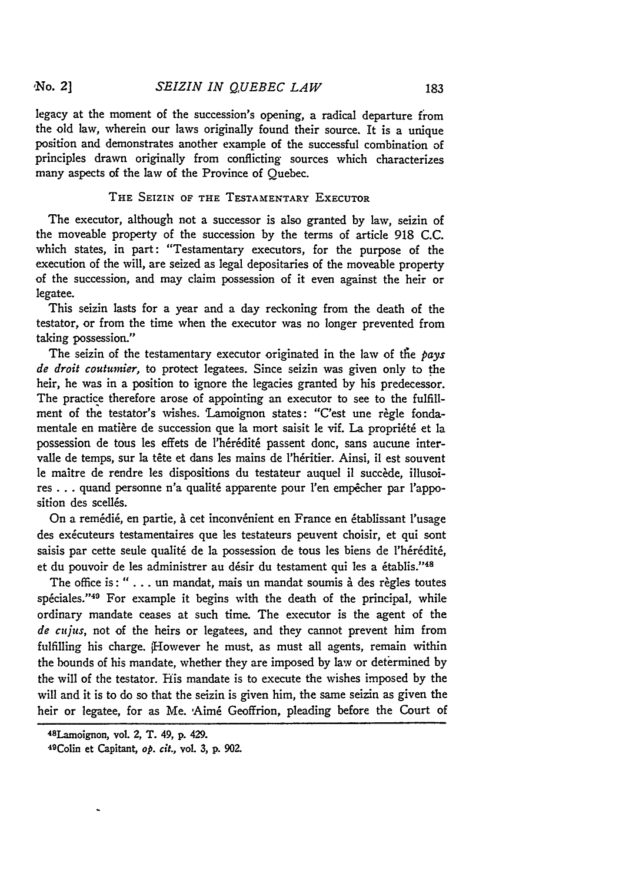legacy at the moment of the succession's opening, a radical departure from the old law, wherein our laws originally found their source. It is a unique position and demonstrates another example of the successful combination of principles drawn originally from conflicting sources which characterizes many aspects of the law of the Province of Quebec.

### THE SEIZIN OF THE TESTAMENTARY EXECUTOR

The executor, although not a successor is also granted by law, seizin of the moveable property of the succession by the terms of article 918 C.C. which states, in part: "Testamentary executors, for the purpose of the execution of the will, are seized as legal depositaries of the moveable property of the succession, and may claim possession of it even against the heir or legatee.

This seizin lasts for a year and a day reckoning from the death of the testator, or from the time when the executor was no longer prevented from taking possession."

The seizin of the testamentary executor originated in the law of the *pays de droit coutumier,* to protect legatees. Since seizin was given only to the heir, he was in a position to ignore the legacies granted by his predecessor. The practice therefore arose of appointing an executor to see to the fulfillment of the testator's wishes. Lamoignon states: "C'est une règle fondamentale en matière de succession que la mort saisit le vif. La propriété et la possession de tous les effets de l'hérédité passent donc, sans aucune intervalle de temps, sur la tête et dans les mains de l'héritier. Ainsi, il est souvent le maître de rendre les dispositions du testateur auquel il succède, illusoires . . . quand personne n'a qualité apparente pour l'en empêcher par l'apposition des scellés.

On a remédié, en partie, à cet inconvénient en France en établissant l'usage des exécuteurs testamentaires que les testateurs peuvent choisir, et qui sont saisis par cette seule qualité de la possession de tous les biens de l'hérédité, et du pouvoir de les administrer au désir du testament qui les a établis."[48]

The office is: " . . . un mandat, mais un mandat soumis à des règles toutes spéciales."[49] For example it begins with the death of the principal, while ordinary mandate ceases at such time. The executor is the agent of the *de cujus*, not of the heirs or legatees, and they cannot prevent him from fulfilling his charge. However he must, as must all agents, remain within the bounds of his mandate, whether they are imposed by law or determined by the will of the testator. His mandate is to execute the wishes imposed by the will and it is to do so that the seizin is given him, the same seizin as given the heir or legatee, for as Me. Aimé Geoffrion, pleading before the Court of

---

[48] Lamoignon, vol. 2, T. 49, p. 429.

[49] Colin et Capitant, *op. cit.,* vol. 3, p. 902.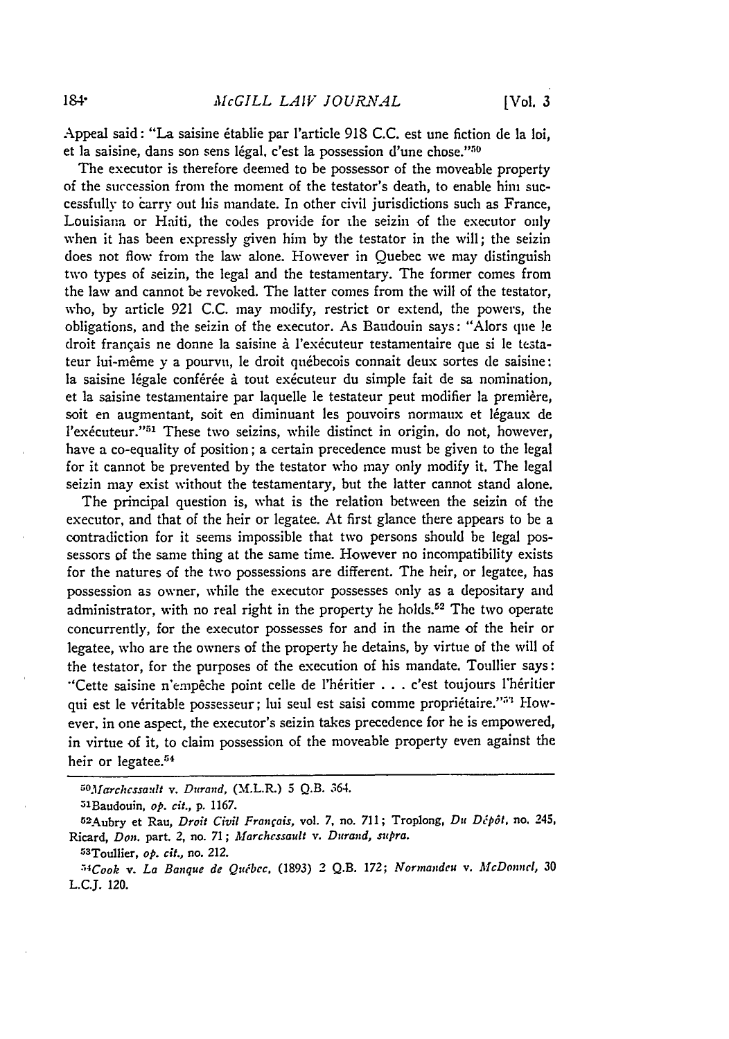Appeal said: "La saisine établie par l'article 918 C.C. est une fiction de la loi, et la saisine, dans son sens légal, c'est la possession d'une chose."[50]

The executor is therefore deemed to be possessor of the moveable property of the succession from the moment of the testator's death, to enable him successfully to carry out his mandate. In other civil jurisdictions such as France, Louisiana or Haiti, the codes provide for the seizin of the executor only when it has been expressly given him by the testator in the will; the seizin does not flow from the law alone. However in Quebec we may distinguish two types of seizin, the legal and the testamentary. The former comes from the law and cannot be revoked. The latter comes from the will of the testator, who, by article 921 C.C. may modify, restrict or extend, the powers, the obligations, and the seizin of the executor. As Baudouin says: "Alors que le droit français ne donne la saisine à l'exécuteur testamentaire que si le testateur lui-même y a pourvu, le droit québecois connait deux sortes de saisine: la saisine légale conférée à tout exécuteur du simple fait de sa nomination, et la saisine testamentaire par laquelle le testateur peut modifier la première, soit en augmentant, soit en diminuant les pouvoirs normaux et légaux de l'exécuteur."[51] These two seizins, while distinct in origin, do not, however, have a co-equality of position; a certain precedence must be given to the legal for it cannot be prevented by the testator who may only modify it. The legal seizin may exist without the testamentary, but the latter cannot stand alone.

The principal question is, what is the relation between the seizin of the executor, and that of the heir or legatee. At first glance there appears to be a contradiction for it seems impossible that two persons should be legal possessors of the same thing at the same time. However no incompatibility exists for the natures of the two possessions are different. The heir, or legatee, has possession as owner, while the executor possesses only as a depositary and administrator, with no real right in the property he holds.[52] The two operate concurrently, for the executor possesses for and in the name of the heir or legatee, who are the owners of the property he detains, by virtue of the will of the testator, for the purposes of the execution of his mandate. Toullier says: "Cette saisine n'empêche point celle de l'héritier . . . c'est toujours l'héritier qui est le véritable possesseur; lui seul est saisi comme propriétaire."[53] However, in one aspect, the executor's seizin takes precedence for he is empowered, in virtue of it, to claim possession of the moveable property even against the heir or legatee.[54]

---

[50] *Marchessault* v. *Durand*, (M.L.R.) 5 Q.B. 364.

[51] Baudouin, *op. cit.*, p. 1167.

[52] Aubry et Rau, *Droit Civil Français*, vol. 7, no. 711; Troplong, *Du Dépôt*, no. 245, Ricard, *Don.* part. 2, no. 71; *Marchessault* v. *Durand*, *supra*.

[53] Toullier, *op. cit.*, no. 212.

[54] *Cook* v. *La Banque de Québec*, (1893) 2 Q.B. 172; *Normandeu* v. *McDonnel*, 30 L.C.J. 120.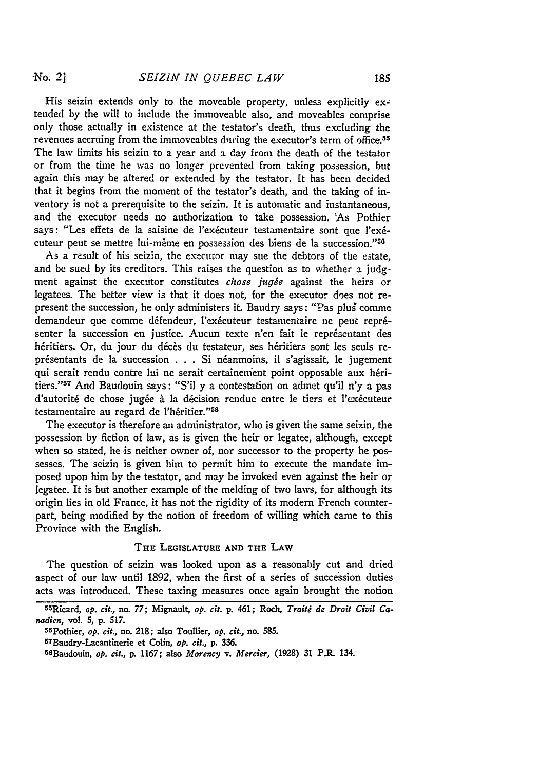His seizin extends only to the moveable property, unless explicitly extended by the will to include the immoveable also, and moveables comprise only those actually in existence at the testator's death, thus excluding the revenues accruing from the immoveables during the executor's term of office.[55] The law limits his seizin to a year and a day from the death of the testator or from the time he was no longer prevented from taking possession, but again this may be altered or extended by the testator. It has been decided that it begins from the moment of the testator's death, and the taking of inventory is not a prerequisite to the seizin. It is automatic and instantaneous, and the executor needs no authorization to take possession. As Pothier says: "Les effets de la saisine de l'exécuteur testamentaire sont que l'exécuteur peut se mettre lui-même en possession des biens de la succession."[56]

As a result of his seizin, the executor may sue the debtors of the estate, and be sued by its creditors. This raises the question as to whether a judgment against the executor constitutes *chose jugée* against the heirs or legatees. The better view is that it does not, for the executor does not represent the succession, he only administers it. Baudry says: "Pas plus comme demandeur que comme défendeur, l'exécuteur testamentaire ne peut représenter la succession en justice. Aucun texte n'en fait le représentant des héritiers. Or, du jour du décès du testateur, ses héritiers sont les seuls représentants de la succession . . . Si néanmoins, il s'agissait, le jugement qui serait rendu contre lui ne serait certainement point opposable aux héritiers."[57] And Baudouin says: "S'il y a contestation on admet qu'il n'y a pas d'autorité de chose jugée à la décision rendue entre le tiers et l'exécuteur testamentaire au regard de l'héritier."[58]

The executor is therefore an administrator, who is given the same seizin, the possession by fiction of law, as is given the heir or legatee, although, except when so stated, he is neither owner of, nor successor to the property he possesses. The seizin is given him to permit him to execute the mandate imposed upon him by the testator, and may be invoked even against the heir or legatee. It is but another example of the melding of two laws, for although its origin lies in old France, it has not the rigidity of its modern French counterpart, being modified by the notion of freedom of willing which came to this Province with the English.

### THE LEGISLATURE AND THE LAW

The question of seizin was looked upon as a reasonably cut and dried aspect of our law until 1892, when the first of a series of succession duties acts was introduced. These taxing measures once again brought the notion

---

[55] Ricard, *op. cit.*, no. 77; Mignault, *op. cit.* p. 461; Roch, *Traité de Droit Civil Canadien*, vol. 5, p. 517.

[56] Pothier, *op. cit.*, no. 218; also Toullier, *op. cit.*, no. 585.

[57] Baudry-Lacantinerie et Colin, *op. cit.*, p. 336.

[58] Baudouin, *op. cit.*, p. 1167; also *Morency v. Mercier*, (1928) 31 P.R. 134.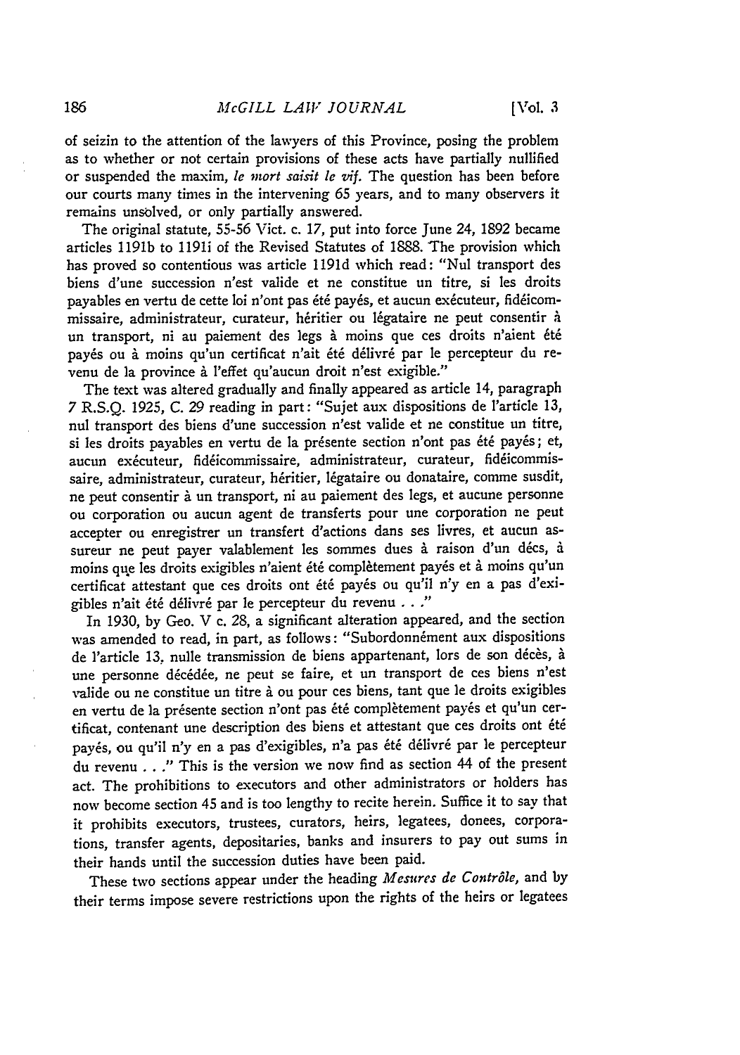of seizin to the attention of the lawyers of this Province, posing the problem as to whether or not certain provisions of these acts have partially nullified or suspended the maxim, *le mort saisit le vif*. The question has been before our courts many times in the intervening 65 years, and to many observers it remains unsolved, or only partially answered.

The original statute, 55-56 Vict. c. 17, put into force June 24, 1892 became articles 1191b to 1191i of the Revised Statutes of 1888. The provision which has proved so contentious was article 1191d which read: "Nul transport des biens d'une succession n'est valide et ne constitue un titre, si les droits payables en vertu de cette loi n'ont pas été payés, et aucun exécuteur, fidéicommissaire, administrateur, curateur, héritier ou légataire ne peut consentir à un transport, ni au paiement des legs à moins que ces droits n'aient été payés ou à moins qu'un certificat n'ait été délivré par le percepteur du revenu de la province à l'effet qu'aucun droit n'est exigible."

The text was altered gradually and finally appeared as article 14, paragraph 7 R.S.Q. 1925, C. 29 reading in part: "Sujet aux dispositions de l'article 13, nul transport des biens d'une succession n'est valide et ne constitue un titre, si les droits payables en vertu de la présente section n'ont pas été payés; et, aucun exécuteur, fidéicommissaire, administrateur, curateur, fidéicommissaire, administrateur, curateur, héritier, légataire ou donataire, comme susdit, ne peut consentir à un transport, ni au paiement des legs, et aucune personne ou corporation ou aucun agent de transferts pour une corporation ne peut accepter ou enregistrer un transfert d'actions dans ses livres, et aucun assureur ne peut payer valablement les sommes dues à raison d'un décs, à moins que les droits exigibles n'aient été complètement payés et à moins qu'un certificat attestant que ces droits ont été payés ou qu'il n'y en a pas d'exigibles n'ait été délivré par le percepteur du revenu . . ."

In 1930, by Geo. V c. 28, a significant alteration appeared, and the section was amended to read, in part, as follows: "Subordonnément aux dispositions de l'article 13, nulle transmission de biens appartenant, lors de son décès, à une personne décédée, ne peut se faire, et un transport de ces biens n'est valide ou ne constitue un titre à ou pour ces biens, tant que le droits exigibles en vertu de la présente section n'ont pas été complètement payés et qu'un certificat, contenant une description des biens et attestant que ces droits ont été payés, ou qu'il n'y en a pas d'exigibles, n'a pas été délivré par le percepteur du revenu . . ." This is the version we now find as section 44 of the present act. The prohibitions to executors and other administrators or holders has now become section 45 and is too lengthy to recite herein. Suffice it to say that it prohibits executors, trustees, curators, heirs, legatees, donees, corporations, transfer agents, depositaries, banks and insurers to pay out sums in their hands until the succession duties have been paid.

These two sections appear under the heading *Mesures de Contrôle*, and by their terms impose severe restrictions upon the rights of the heirs or legatees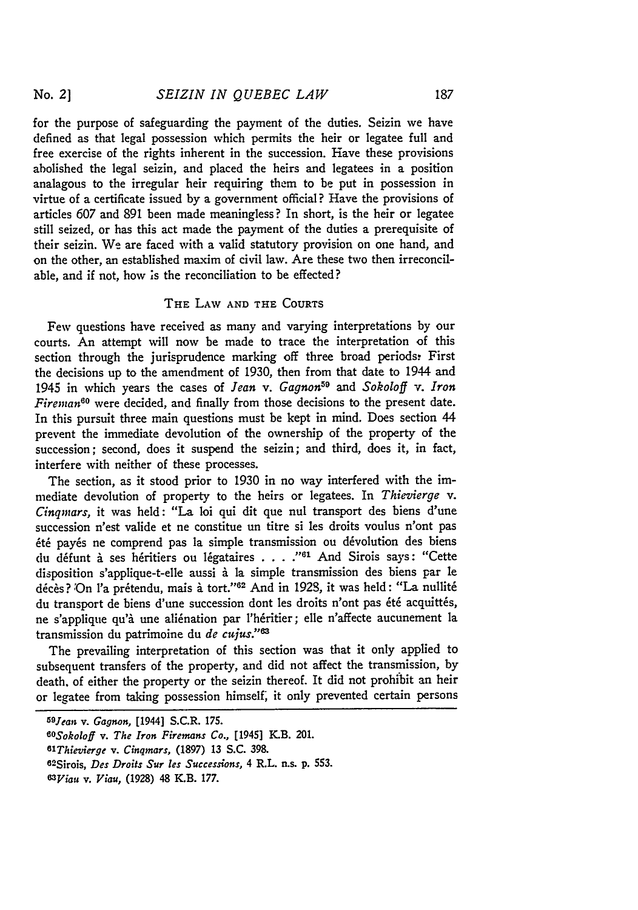for the purpose of safeguarding the payment of the duties. Seizin we have defined as that legal possession which permits the heir or legatee full and free exercise of the rights inherent in the succession. Have these provisions abolished the legal seizin, and placed the heirs and legatees in a position analagous to the irregular heir requiring them to be put in possession in virtue of a certificate issued by a government official? Have the provisions of articles 607 and 891 been made meaningless? In short, is the heir or legatee still seized, or has this act made the payment of the duties a prerequisite of their seizin. We are faced with a valid statutory provision on one hand, and on the other, an established maxim of civil law. Are these two then irreconcilable, and if not, how is the reconciliation to be effected?

## THE LAW AND THE COURTS

Few questions have received as many and varying interpretations by our courts. An attempt will now be made to trace the interpretation of this section through the jurisprudence marking off three broad periods: First the decisions up to the amendment of 1930, then from that date to 1944 and 1945 in which years the cases of *Jean* v. *Gagnon*[59] and *Sokoloff* v. *Iron Fireman*[60] were decided, and finally from those decisions to the present date. In this pursuit three main questions must be kept in mind. Does section 44 prevent the immediate devolution of the ownership of the property of the succession; second, does it suspend the seizin; and third, does it, in fact, interfere with neither of these processes.

The section, as it stood prior to 1930 in no way interfered with the immediate devolution of property to the heirs or legatees. In *Thievierge* v. *Cinqmars*, it was held: "La loi qui dit que nul transport des biens d'une succession n'est valide et ne constitue un titre si les droits voulus n'ont pas été payés ne comprend pas la simple transmission ou dévolution des biens du défunt à ses héritiers ou légataires . . . ."[61] And Sirois says: "Cette disposition s'applique-t-elle aussi à la simple transmission des biens par le décès? On l'a prétendu, mais à tort."[62] And in 1928, it was held: "La nullité du transport de biens d'une succession dont les droits n'ont pas été acquittés, ne s'applique qu'à une aliénation par l'héritier; elle n'affecte aucunement la transmission du patrimoine du *de cujus*."[63]

The prevailing interpretation of this section was that it only applied to subsequent transfers of the property, and did not affect the transmission, by death, of either the property or the seizin thereof. It did not prohibit an heir or legatee from taking possession himself, it only prevented certain persons

---

[59] *Jean* v. *Gagnon*, [1944] S.C.R. 175.

[60] *Sokoloff* v. *The Iron Firemans Co.*, [1945] K.B. 201.

[61] *Thievierge* v. *Cinqmars*, (1897) 13 S.C. 398.

[62] Sirois, *Des Droits Sur les Successions*, 4 R.L. n.s. p. 553.

[63] *Viau* v. *Viau*, (1928) 48 K.B. 177.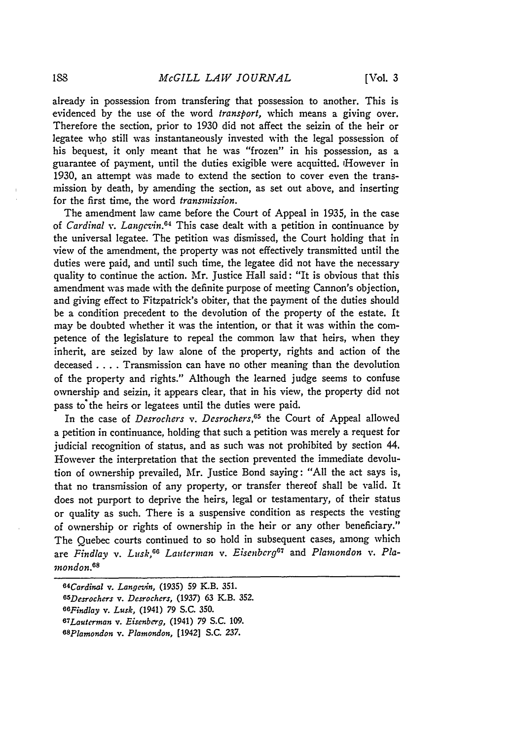already in possession from transfering that possession to another. This is evidenced by the use of the word *transport,* which means a giving over. Therefore the section, prior to 1930 did not affect the seizin of the heir or legatee who still was instantaneously invested with the legal possession of his bequest, it only meant that he was "frozen" in his possession, as a guarantee of payment, until the duties exigible were acquitted. However in 1930, an attempt was made to extend the section to cover even the transmission by death, by amending the section, as set out above, and inserting for the first time, the word *transmission.*

The amendment law came before the Court of Appeal in 1935, in the case of *Cardinal* v. *Langevin.*[64] This case dealt with a petition in continuance by the universal legatee. The petition was dismissed, the Court holding that in view of the amendment, the property was not effectively transmitted until the duties were paid, and until such time, the legatee did not have the necessary quality to continue the action. Mr. Justice Hall said: "It is obvious that this amendment was made with the definite purpose of meeting Cannon's objection, and giving effect to Fitzpatrick's obiter, that the payment of the duties should be a condition precedent to the devolution of the property of the estate. It may be doubted whether it was the intention, or that it was within the competence of the legislature to repeal the common law that heirs, when they inherit, are seized by law alone of the property, rights and action of the deceased . . . . Transmission can have no other meaning than the devolution of the property and rights." Although the learned judge seems to confuse ownership and seizin, it appears clear, that in his view, the property did not pass to the heirs or legatees until the duties were paid.

In the case of *Desrochers* v. *Desrochers,*[65] the Court of Appeal allowed a petition in continuance, holding that such a petition was merely a request for judicial recognition of status, and as such was not prohibited by section 44. However the interpretation that the section prevented the immediate devolution of ownership prevailed, Mr. Justice Bond saying: "All the act says is, that no transmission of any property, or transfer thereof shall be valid. It does not purport to deprive the heirs, legal or testamentary, of their status or quality as such. There is a suspensive condition as respects the vesting of ownership or rights of ownership in the heir or any other beneficiary." The Quebec courts continued to so hold in subsequent cases, among which are *Findlay* v. *Lusk,*[66] *Lauterman* v. *Eisenberg*[67] and *Plamondon* v. *Plamondon.*[68]

---

[64]*Cardinal* v. *Langevin,* (1935) 59 K.B. 351.

[65]*Desrochers* v. *Desrochers,* (1937) 63 K.B. 352.

[66]*Findlay* v. *Lusk,* (1941) 79 S.C. 350.

[67]*Lauterman* v. *Eisenberg,* (1941) 79 S.C. 109.

[68]*Plamondon* v. *Plamondon,* [1942] S.C. 237.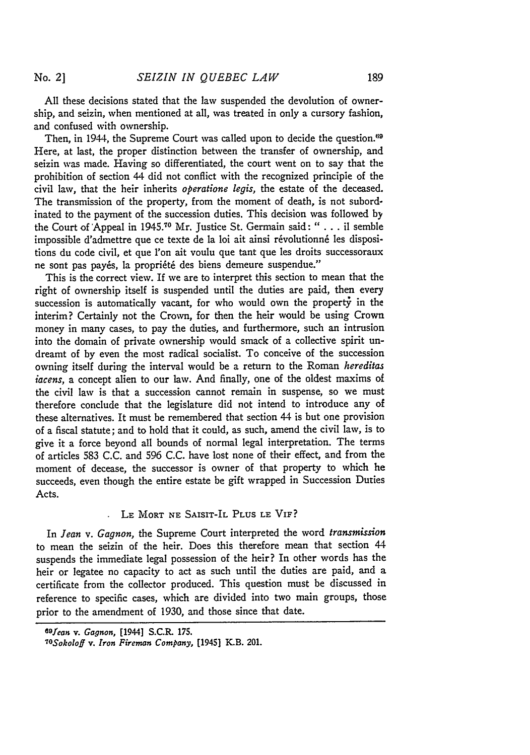All these decisions stated that the law suspended the devolution of ownership, and seizin, when mentioned at all, was treated in only a cursory fashion, and confused with ownership.

Then, in 1944, the Supreme Court was called upon to decide the question.[69] Here, at last, the proper distinction between the transfer of ownership, and seizin was made. Having so differentiated, the court went on to say that the prohibition of section 44 did not conflict with the recognized principle of the civil law, that the heir inherits *operatione legis*, the estate of the deceased. The transmission of the property, from the moment of death, is not subordinated to the payment of the succession duties. This decision was followed by the Court of Appeal in 1945.[70] Mr. Justice St. Germain said: " . . . il semble impossible d'admettre que ce texte de la loi ait ainsi révolutionné les dispositions du code civil, et que l'on ait voulu que tant que les droits successoraux ne sont pas payés, la propriété des biens demeure suspendue."

This is the correct view. If we are to interpret this section to mean that the right of ownership itself is suspended until the duties are paid, then every succession is automatically vacant, for who would own the property in the interim? Certainly not the Crown, for then the heir would be using Crown money in many cases, to pay the duties, and furthermore, such an intrusion into the domain of private ownership would smack of a collective spirit undreamt of by even the most radical socialist. To conceive of the succession owning itself during the interval would be a return to the Roman *hereditas iacens*, a concept alien to our law. And finally, one of the oldest maxims of the civil law is that a succession cannot remain in suspense, so we must therefore conclude that the legislature did not intend to introduce any of these alternatives. It must be remembered that section 44 is but one provision of a fiscal statute; and to hold that it could, as such, amend the civil law, is to give it a force beyond all bounds of normal legal interpretation. The terms of articles 583 C.C. and 596 C.C. have lost none of their effect, and from the moment of decease, the successor is owner of that property to which he succeeds, even though the entire estate be gift wrapped in Succession Duties Acts.

## LE MORT NE SAISIT-IL PLUS LE VIF?

In *Jean* v. *Gagnon*, the Supreme Court interpreted the word *transmission* to mean the seizin of the heir. Does this therefore mean that section 44 suspends the immediate legal possession of the heir? In other words has the heir or legatee no capacity to act as such until the duties are paid, and a certificate from the collector produced. This question must be discussed in reference to specific cases, which are divided into two main groups, those prior to the amendment of 1930, and those since that date.

---

[69] *Jean* v. *Gagnon*, [1944] S.C.R. 175.

[70] *Sokoloff* v. *Iron Fireman Company*, [1945] K.B. 201.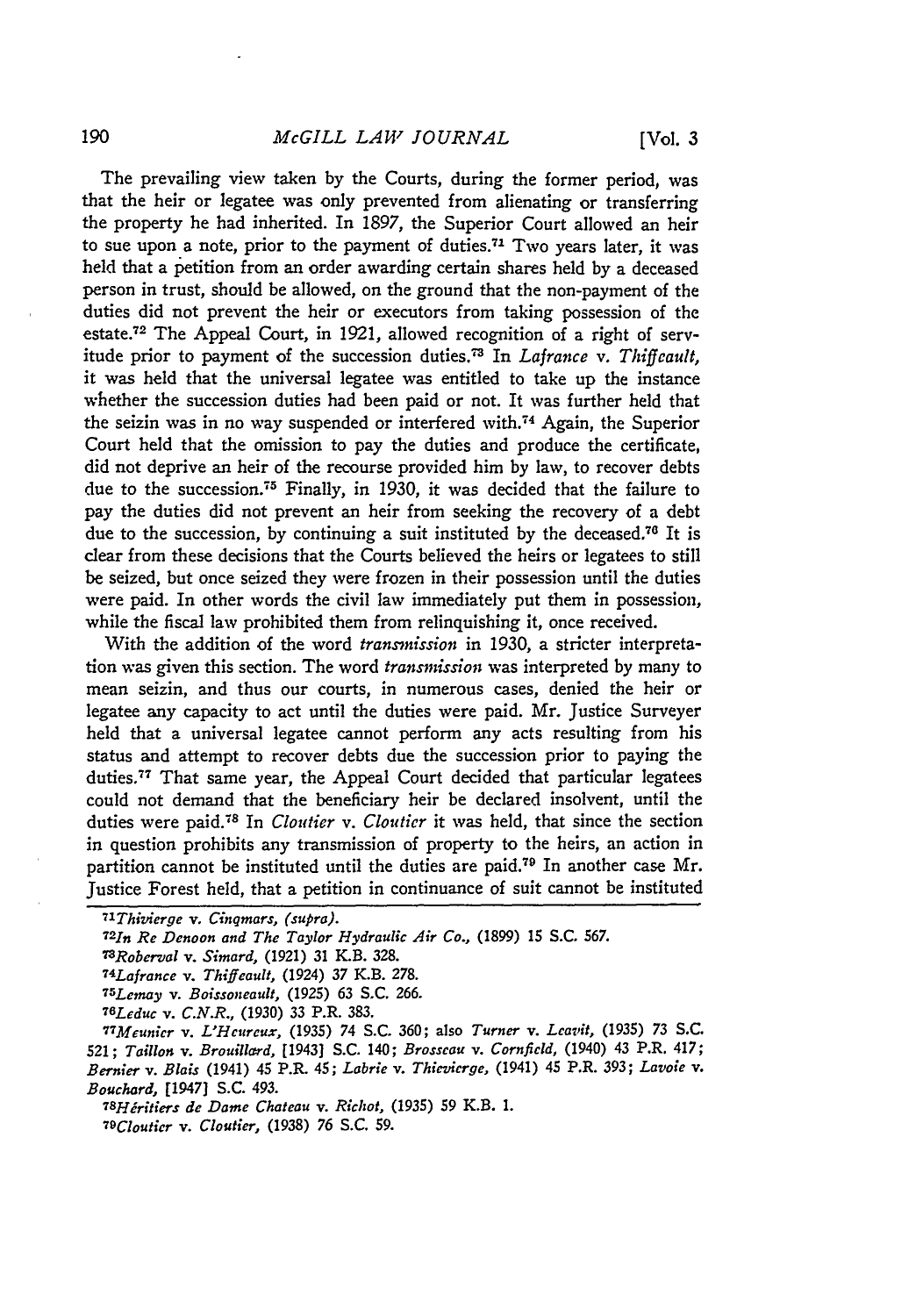The prevailing view taken by the Courts, during the former period, was that the heir or legatee was only prevented from alienating or transferring the property he had inherited. In 1897, the Superior Court allowed an heir to sue upon a note, prior to the payment of duties.[71] Two years later, it was held that a petition from an order awarding certain shares held by a deceased person in trust, should be allowed, on the ground that the non-payment of the duties did not prevent the heir or executors from taking possession of the estate.[72] The Appeal Court, in 1921, allowed recognition of a right of servitude prior to payment of the succession duties.[73] In *Lafrance* v. *Thiffeault*, it was held that the universal legatee was entitled to take up the instance whether the succession duties had been paid or not. It was further held that the seizin was in no way suspended or interfered with.[74] Again, the Superior Court held that the omission to pay the duties and produce the certificate, did not deprive an heir of the recourse provided him by law, to recover debts due to the succession.[75] Finally, in 1930, it was decided that the failure to pay the duties did not prevent an heir from seeking the recovery of a debt due to the succession, by continuing a suit instituted by the deceased.[76] It is clear from these decisions that the Courts believed the heirs or legatees to still be seized, but once seized they were frozen in their possession until the duties were paid. In other words the civil law immediately put them in possession, while the fiscal law prohibited them from relinquishing it, once received.

With the addition of the word *transmission* in 1930, a stricter interpretation was given this section. The word *transmission* was interpreted by many to mean seizin, and thus our courts, in numerous cases, denied the heir or legatee any capacity to act until the duties were paid. Mr. Justice Surveyer held that a universal legatee cannot perform any acts resulting from his status and attempt to recover debts due the succession prior to paying the duties.[77] That same year, the Appeal Court decided that particular legatees could not demand that the beneficiary heir be declared insolvent, until the duties were paid.[78] In *Cloutier* v. *Cloutier* it was held, that since the section in question prohibits any transmission of property to the heirs, an action in partition cannot be instituted until the duties are paid.[79] In another case Mr. Justice Forest held, that a petition in continuance of suit cannot be instituted

---

[71] *Thivierge* v. *Cinqmars*, (*supra*).

[72] *In Re Denoon and The Taylor Hydraulic Air Co.*, (1899) 15 S.C. 567.

[73] *Roberval* v. *Simard*, (1921) 31 K.B. 328.

[74] *Lafrance* v. *Thiffeault*, (1924) 37 K.B. 278.

[75] *Lemay* v. *Boissoneault*, (1925) 63 S.C. 266.

[76] *Leduc* v. *C.N.R.*, (1930) 33 P.R. 383.

[77] *Meunier* v. *L'Heureux*, (1935) 74 S.C. 360; also *Turner* v. *Leavit*, (1935) 73 S.C. 521; *Taillon* v. *Brouillard*, [1943] S.C. 140; *Brosseau* v. *Cornfield*, (1940) 43 P.R. 417; *Bernier* v. *Blais* (1941) 45 P.R. 45; *Labrie* v. *Thievierge*, (1941) 45 P.R. 393; *Lavoie* v. *Bouchard*, [1947] S.C. 493.

[78] *Héritiers de Dame Chateau* v. *Richot*, (1935) 59 K.B. 1.

[79] *Cloutier* v. *Cloutier*, (1938) 76 S.C. 59.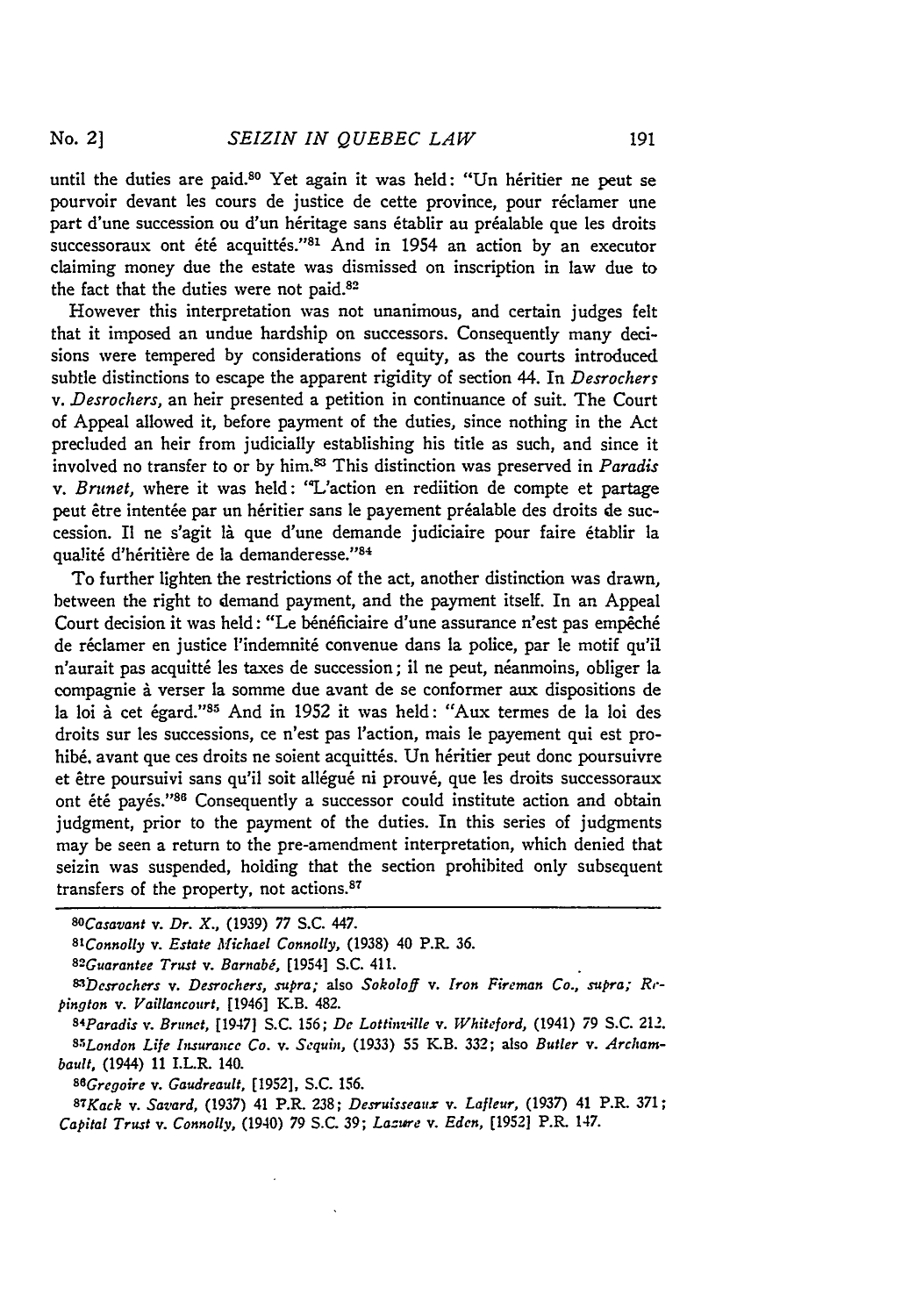until the duties are paid.[80] Yet again it was held: "Un héritier ne peut se pourvoir devant les cours de justice de cette province, pour réclamer une part d'une succession ou d'un héritage sans établir au préalable que les droits successoraux ont été acquittés."[81] And in 1954 an action by an executor claiming money due the estate was dismissed on inscription in law due to the fact that the duties were not paid.[82]

However this interpretation was not unanimous, and certain judges felt that it imposed an undue hardship on successors. Consequently many decisions were tempered by considerations of equity, as the courts introduced subtle distinctions to escape the apparent rigidity of section 44. In *Desrochers v. Desrochers*, an heir presented a petition in continuance of suit. The Court of Appeal allowed it, before payment of the duties, since nothing in the Act precluded an heir from judicially establishing his title as such, and since it involved no transfer to or by him.[83] This distinction was preserved in *Paradis v. Brunet*, where it was held: "L'action en reddition de compte et partage peut être intentée par un héritier sans le payement préalable des droits de succession. Il ne s'agit là que d'une demande judiciaire pour faire établir la qualité d'héritière de la demanderesse."[84]

To further lighten the restrictions of the act, another distinction was drawn, between the right to demand payment, and the payment itself. In an Appeal Court decision it was held: "Le bénéficiaire d'une assurance n'est pas empêché de réclamer en justice l'indemnité convenue dans la police, par le motif qu'il n'aurait pas acquitté les taxes de succession; il ne peut, néanmoins, obliger la compagnie à verser la somme due avant de se conformer aux dispositions de la loi à cet égard."[85] And in 1952 it was held: "Aux termes de la loi des droits sur les successions, ce n'est pas l'action, mais le payement qui est prohibé, avant que ces droits ne soient acquittés. Un héritier peut donc poursuivre et être poursuivi sans qu'il soit allégué ni prouvé, que les droits successoraux ont été payés."[86] Consequently a successor could institute action and obtain judgment, prior to the payment of the duties. In this series of judgments may be seen a return to the pre-amendment interpretation, which denied that seizin was suspended, holding that the section prohibited only subsequent transfers of the property, not actions.[87]

---

[80] *Casavant v. Dr. X.*, (1939) 77 S.C. 447.

[81] *Connolly v. Estate Michael Connolly*, (1938) 40 P.R. 36.

[82] *Guarantee Trust v. Barnabé*, [1954] S.C. 411.

[83] *Desrochers v. Desrochers*, *supra*; also *Sokoloff v. Iron Fireman Co.*, *supra*; *Repington v. Vaillancourt*, [1946] K.B. 482.

[84] *Paradis v. Brunet*, [1947] S.C. 156; *De Lottinville v. Whiteford*, (1941) 79 S.C. 212.

[85] *London Life Insurance Co. v. Sequin*, (1933) 55 K.B. 332; also *Butler v. Archambault*, (1944) 11 I.L.R. 140.

[86] *Gregoire v. Gaudreault*, [1952], S.C. 156.

[87] *Kack v. Savard*, (1937) 41 P.R. 238; *Desruisseaux v. Lafleur*, (1937) 41 P.R. 371; *Capital Trust v. Connolly*, (1940) 79 S.C. 39; *Lazure v. Eden*, [1952] P.R. 147.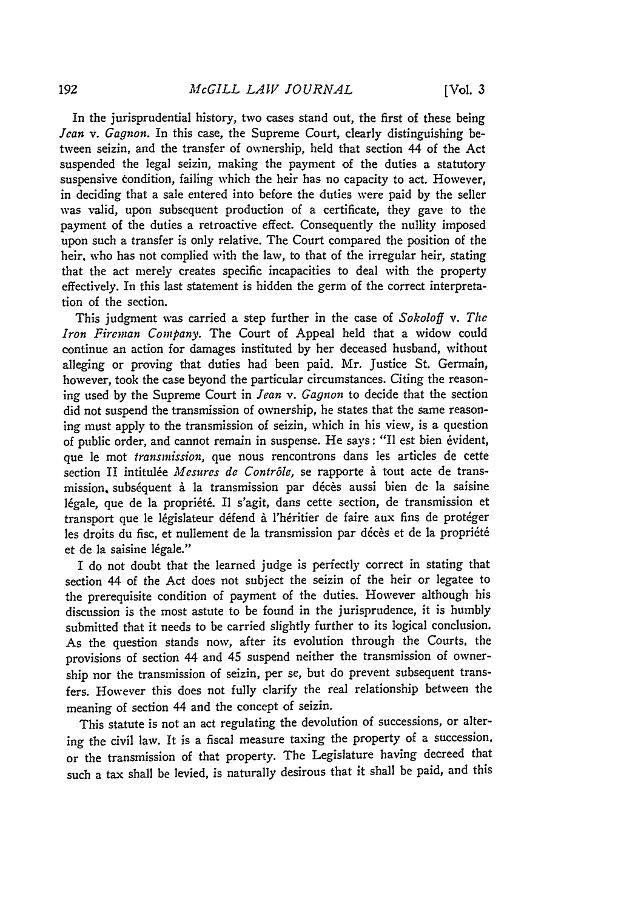In the jurisprudential history, two cases stand out, the first of these being *Jean* v. *Gagnon*. In this case, the Supreme Court, clearly distinguishing between seizin, and the transfer of ownership, held that section 44 of the Act suspended the legal seizin, making the payment of the duties a statutory suspensive condition, failing which the heir has no capacity to act. However, in deciding that a sale entered into before the duties were paid by the seller was valid, upon subsequent production of a certificate, they gave to the payment of the duties a retroactive effect. Consequently the nullity imposed upon such a transfer is only relative. The Court compared the position of the heir, who has not complied with the law, to that of the irregular heir, stating that the act merely creates specific incapacities to deal with the property effectively. In this last statement is hidden the germ of the correct interpretation of the section.

This judgment was carried a step further in the case of *Sokoloff* v. *The Iron Fireman Company*. The Court of Appeal held that a widow could continue an action for damages instituted by her deceased husband, without alleging or proving that duties had been paid. Mr. Justice St. Germain, however, took the case beyond the particular circumstances. Citing the reasoning used by the Supreme Court in *Jean* v. *Gagnon* to decide that the section did not suspend the transmission of ownership, he states that the same reasoning must apply to the transmission of seizin, which in his view, is a question of public order, and cannot remain in suspense. He says: "Il est bien évident, que le mot *transmission*, que nous rencontrons dans les articles de cette section II intitulée *Mesures de Contrôle*, se rapporte à tout acte de transmission, subséquent à la transmission par décès aussi bien de la saisine légale, que de la propriété. Il s'agit, dans cette section, de transmission et transport que le législateur défend à l'héritier de faire aux fins de protéger les droits du fisc, et nullement de la transmission par décès et de la propriété et de la saisine légale."

I do not doubt that the learned judge is perfectly correct in stating that section 44 of the Act does not subject the seizin of the heir or legatee to the prerequisite condition of payment of the duties. However although his discussion is the most astute to be found in the jurisprudence, it is humbly submitted that it needs to be carried slightly further to its logical conclusion. As the question stands now, after its evolution through the Courts, the provisions of section 44 and 45 suspend neither the transmission of ownership nor the transmission of seizin, per se, but do prevent subsequent transfers. However this does not fully clarify the real relationship between the meaning of section 44 and the concept of seizin.

This statute is not an act regulating the devolution of successions, or altering the civil law. It is a fiscal measure taxing the property of a succession, or the transmission of that property. The Legislature having decreed that such a tax shall be levied, is naturally desirous that it shall be paid, and this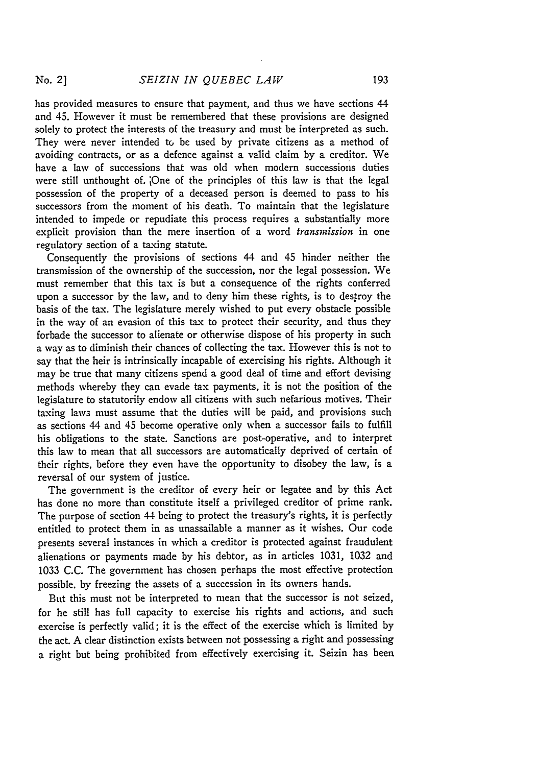has provided measures to ensure that payment, and thus we have sections 44 and 45. However it must be remembered that these provisions are designed solely to protect the interests of the treasury and must be interpreted as such. They were never intended to be used by private citizens as a method of avoiding contracts, or as a defence against a valid claim by a creditor. We have a law of successions that was old when modern successions duties were still unthought of. One of the principles of this law is that the legal possession of the property of a deceased person is deemed to pass to his successors from the moment of his death. To maintain that the legislature intended to impede or repudiate this process requires a substantially more explicit provision than the mere insertion of a word *transmission* in one regulatory section of a taxing statute.

Consequently the provisions of sections 44 and 45 hinder neither the transmission of the ownership of the succession, nor the legal possession. We must remember that this tax is but a consequence of the rights conferred upon a successor by the law, and to deny him these rights, is to destroy the basis of the tax. The legislature merely wished to put every obstacle possible in the way of an evasion of this tax to protect their security, and thus they forbade the successor to alienate or otherwise dispose of his property in such a way as to diminish their chances of collecting the tax. However this is not to say that the heir is intrinsically incapable of exercising his rights. Although it may be true that many citizens spend a good deal of time and effort devising methods whereby they can evade tax payments, it is not the position of the legislature to statutorily endow all citizens with such nefarious motives. Their taxing laws must assume that the duties will be paid, and provisions such as sections 44 and 45 become operative only when a successor fails to fulfill his obligations to the state. Sanctions are post-operative, and to interpret this law to mean that all successors are automatically deprived of certain of their rights, before they even have the opportunity to disobey the law, is a reversal of our system of justice.

The government is the creditor of every heir or legatee and by this Act has done no more than constitute itself a privileged creditor of prime rank. The purpose of section 44 being to protect the treasury's rights, it is perfectly entitled to protect them in as unassailable a manner as it wishes. Our code presents several instances in which a creditor is protected against fraudulent alienations or payments made by his debtor, as in articles 1031, 1032 and 1033 C.C. The government has chosen perhaps the most effective protection possible, by freezing the assets of a succession in its owners hands.

But this must not be interpreted to mean that the successor is not seized, for he still has full capacity to exercise his rights and actions, and such exercise is perfectly valid; it is the effect of the exercise which is limited by the act. A clear distinction exists between not possessing a right and possessing a right but being prohibited from effectively exercising it. Seizin has been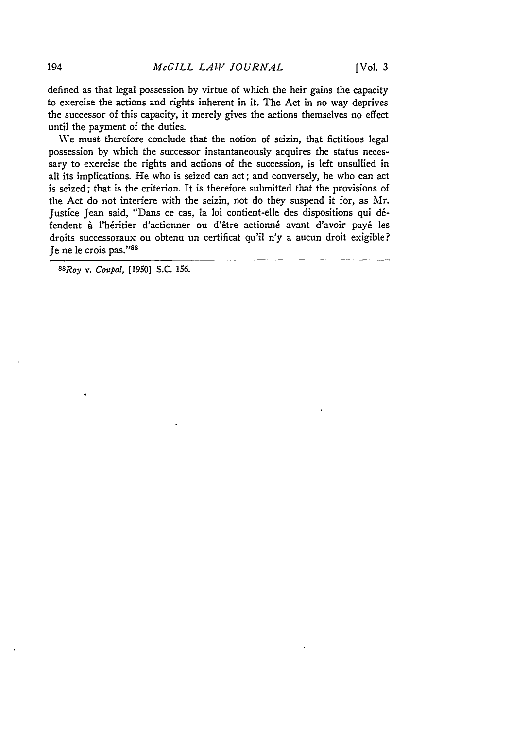defined as that legal possession by virtue of which the heir gains the capacity to exercise the actions and rights inherent in it. The Act in no way deprives the successor of this capacity, it merely gives the actions themselves no effect until the payment of the duties.

We must therefore conclude that the notion of seizin, that fictitious legal possession by which the successor instantaneously acquires the status necessary to exercise the rights and actions of the succession, is left unsullied in all its implications. He who is seized can act; and conversely, he who can act is seized; that is the criterion. It is therefore submitted that the provisions of the Act do not interfere with the seizin, not do they suspend it for, as Mr. Justice Jean said, "Dans ce cas, la loi contient-elle des dispositions qui défendent à l'héritier d'actionner ou d'être actionné avant d'avoir payé les droits successoraux ou obtenu un certificat qu'il n'y a aucun droit exigible? Je ne le crois pas."[88]

---

[88] *Roy* v. *Coupal*, [1950] S.C. 156.